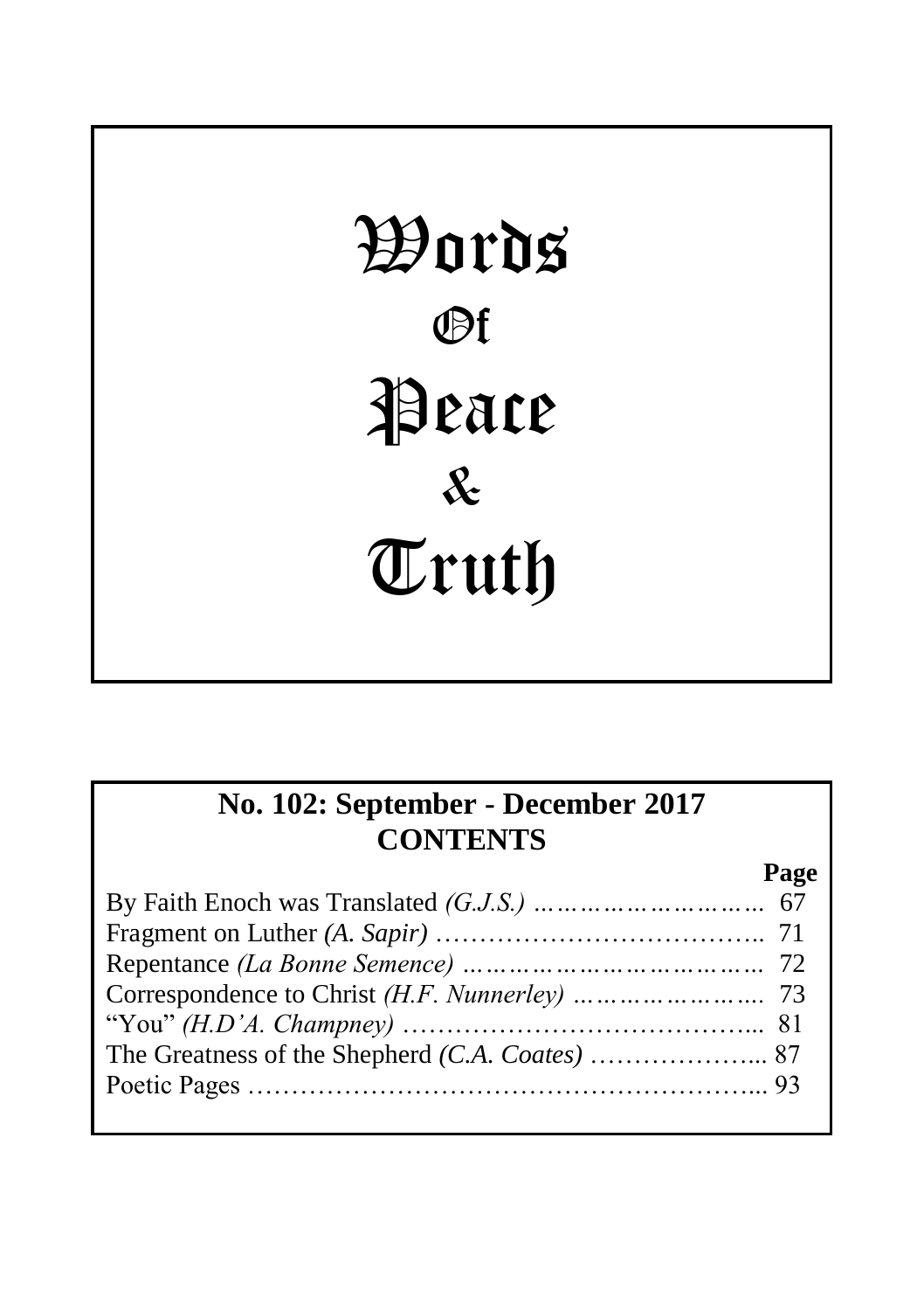# Words Of Peace & Truth

## No. 102: September - December 2017

## CONTENTS

| | Page |
|---|---|
| By Faith Enoch was Translated *(G.J.S.)* | 67 |
| Fragment on Luther *(A. Sapir)* | 71 |
| Repentance *(La Bonne Semence)* | 72 |
| Correspondence to Christ *(H.F. Nunnerley)* | 73 |
| "You" *(H.D'A. Champney)* | 81 |
| The Greatness of the Shepherd *(C.A. Coates)* | 87 |
| Poetic Pages | 93 |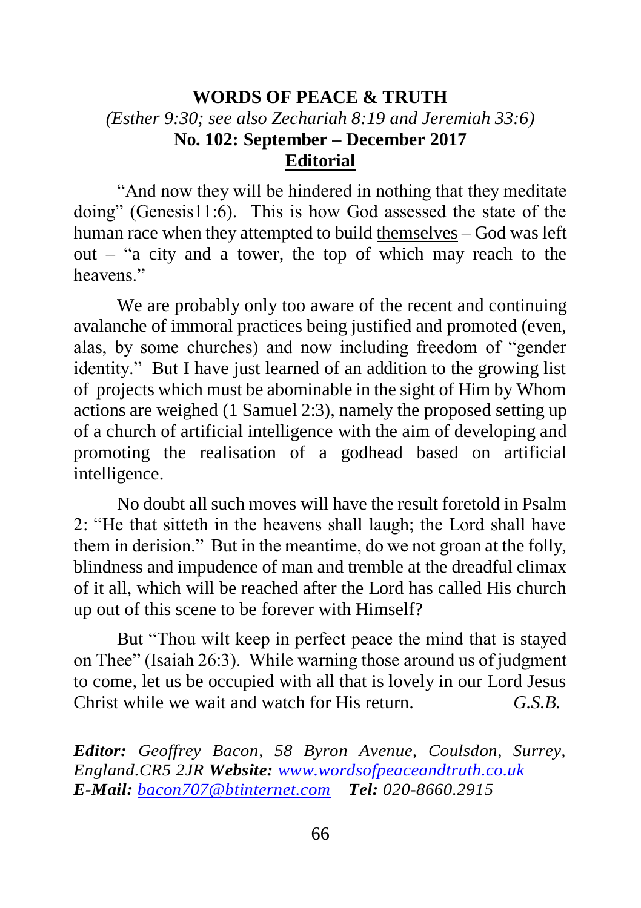# WORDS OF PEACE & TRUTH

*(Esther 9:30; see also Zechariah 8:19 and Jeremiah 33:6)*

**No. 102: September – December 2017**

## Editorial

"And now they will be hindered in nothing that they meditate doing" (Genesis11:6). This is how God assessed the state of the human race when they attempted to build themselves – God was left out – "a city and a tower, the top of which may reach to the heavens."

We are probably only too aware of the recent and continuing avalanche of immoral practices being justified and promoted (even, alas, by some churches) and now including freedom of "gender identity." But I have just learned of an addition to the growing list of projects which must be abominable in the sight of Him by Whom actions are weighed (1 Samuel 2:3), namely the proposed setting up of a church of artificial intelligence with the aim of developing and promoting the realisation of a godhead based on artificial intelligence.

No doubt all such moves will have the result foretold in Psalm 2: "He that sitteth in the heavens shall laugh; the Lord shall have them in derision." But in the meantime, do we not groan at the folly, blindness and impudence of man and tremble at the dreadful climax of it all, which will be reached after the Lord has called His church up out of this scene to be forever with Himself?

But "Thou wilt keep in perfect peace the mind that is stayed on Thee" (Isaiah 26:3). While warning those around us of judgment to come, let us be occupied with all that is lovely in our Lord Jesus Christ while we wait and watch for His return. *G.S.B.*

***Editor:** Geoffrey Bacon, 58 Byron Avenue, Coulsdon, Surrey, England.CR5 2JR* ***Website:*** *www.wordsofpeaceandtruth.co.uk*
***E-Mail:*** *bacon707@btinternet.com* ***Tel:*** *020-8660.2915*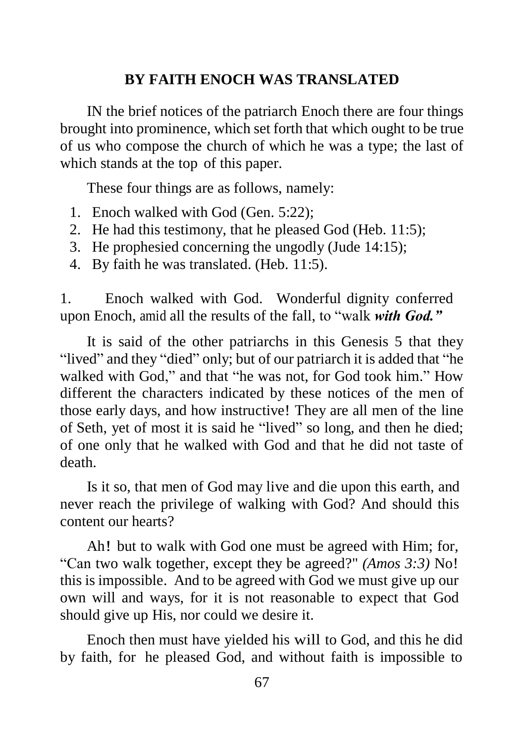## BY FAITH ENOCH WAS TRANSLATED

IN the brief notices of the patriarch Enoch there are four things brought into prominence, which set forth that which ought to be true of us who compose the church of which he was a type; the last of which stands at the top of this paper.

These four things are as follows, namely:

1. Enoch walked with God (Gen. 5:22);
2. He had this testimony, that he pleased God (Heb. 11:5);
3. He prophesied concerning the ungodly (Jude 14:15);
4. By faith he was translated. (Heb. 11:5).

1. Enoch walked with God. Wonderful dignity conferred upon Enoch, amid all the results of the fall, to "walk ***with God."***

It is said of the other patriarchs in this Genesis 5 that they "lived" and they "died" only; but of our patriarch it is added that "he walked with God," and that "he was not, for God took him." How different the characters indicated by these notices of the men of those early days, and how instructive! They are all men of the line of Seth, yet of most it is said he "lived" so long, and then he died; of one only that he walked with God and that he did not taste of death.

Is it so, that men of God may live and die upon this earth, and never reach the privilege of walking with God? And should this content our hearts?

Ah! but to walk with God one must be agreed with Him; for, "Can two walk together, except they be agreed?" *(Amos 3:3)* No! this is impossible. And to be agreed with God we must give up our own will and ways, for it is not reasonable to expect that God should give up His, nor could we desire it.

Enoch then must have yielded his will to God, and this he did by faith, for he pleased God, and without faith is impossible to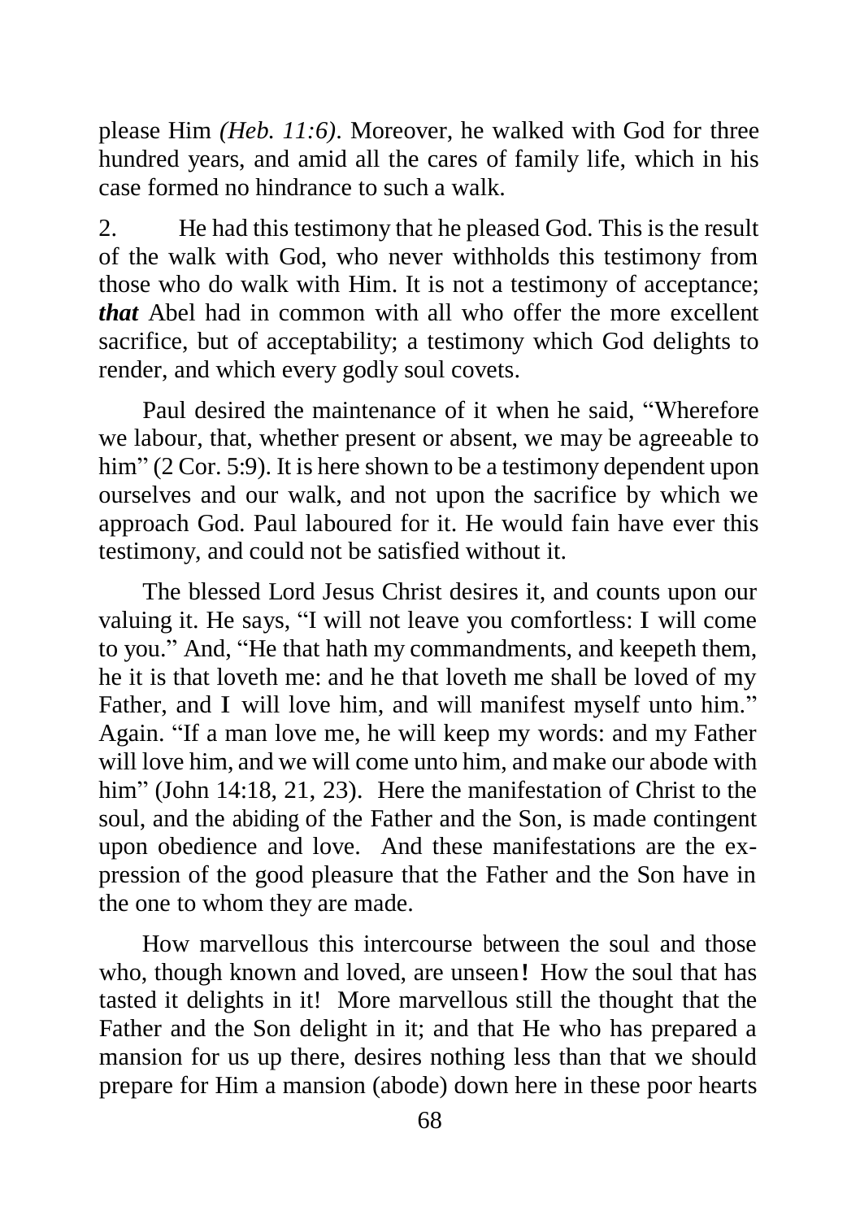please Him *(Heb. 11:6)*. Moreover, he walked with God for three hundred years, and amid all the cares of family life, which in his case formed no hindrance to such a walk.

2. He had this testimony that he pleased God. This is the result of the walk with God, who never withholds this testimony from those who do walk with Him. It is not a testimony of acceptance; ***that*** Abel had in common with all who offer the more excellent sacrifice, but of acceptability; a testimony which God delights to render, and which every godly soul covets.

Paul desired the maintenance of it when he said, "Wherefore we labour, that, whether present or absent, we may be agreeable to him" (2 Cor. 5:9). It is here shown to be a testimony dependent upon ourselves and our walk, and not upon the sacrifice by which we approach God. Paul laboured for it. He would fain have ever this testimony, and could not be satisfied without it.

The blessed Lord Jesus Christ desires it, and counts upon our valuing it. He says, "I will not leave you comfortless: I will come to you." And, "He that hath my commandments, and keepeth them, he it is that loveth me: and he that loveth me shall be loved of my Father, and I will love him, and will manifest myself unto him." Again. "If a man love me, he will keep my words: and my Father will love him, and we will come unto him, and make our abode with him" (John 14:18, 21, 23). Here the manifestation of Christ to the soul, and the abiding of the Father and the Son, is made contingent upon obedience and love. And these manifestations are the expression of the good pleasure that the Father and the Son have in the one to whom they are made.

How marvellous this intercourse between the soul and those who, though known and loved, are unseen! How the soul that has tasted it delights in it! More marvellous still the thought that the Father and the Son delight in it; and that He who has prepared a mansion for us up there, desires nothing less than that we should prepare for Him a mansion (abode) down here in these poor hearts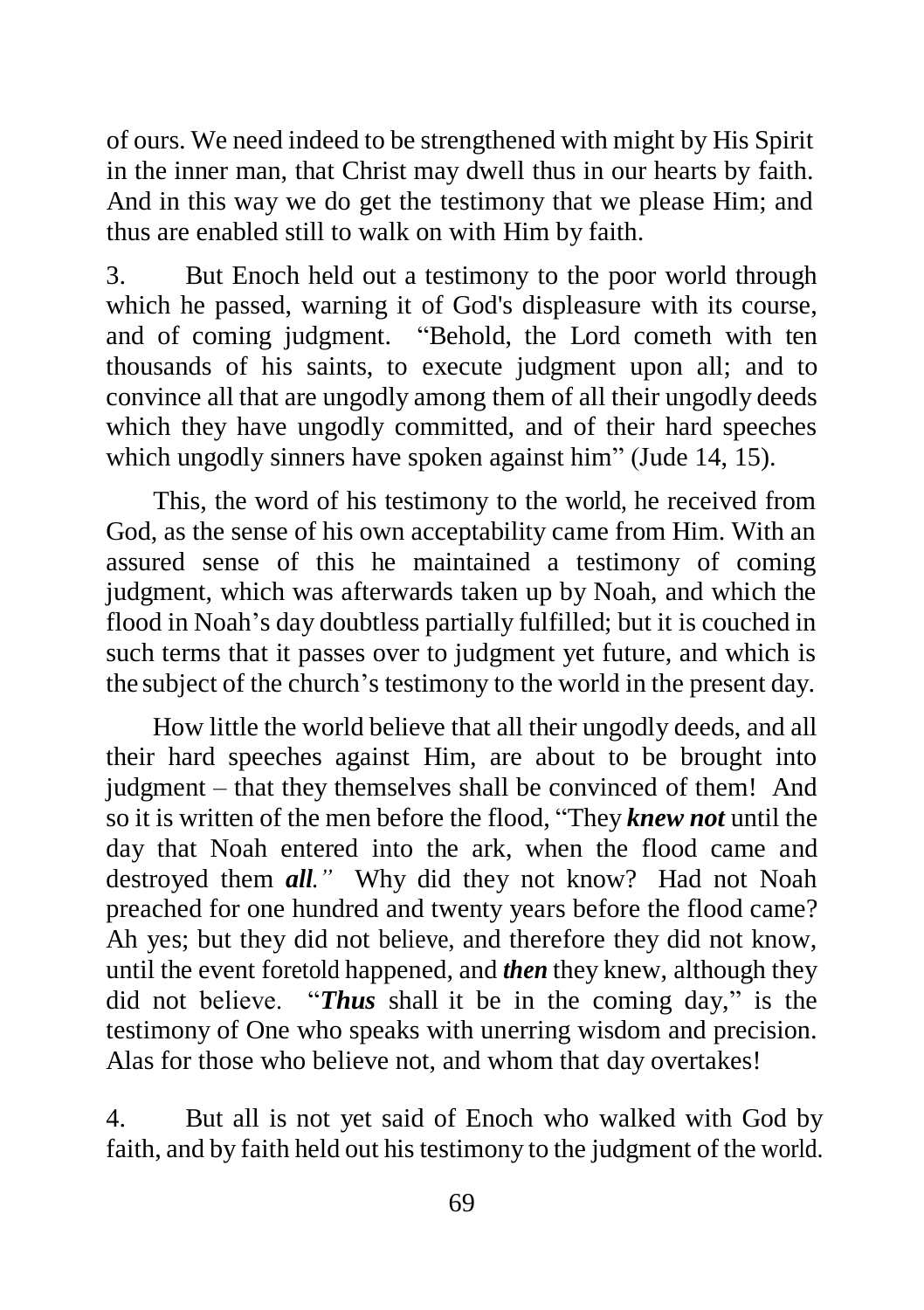of ours. We need indeed to be strengthened with might by His Spirit in the inner man, that Christ may dwell thus in our hearts by faith. And in this way we do get the testimony that we please Him; and thus are enabled still to walk on with Him by faith.

3. But Enoch held out a testimony to the poor world through which he passed, warning it of God's displeasure with its course, and of coming judgment. "Behold, the Lord cometh with ten thousands of his saints, to execute judgment upon all; and to convince all that are ungodly among them of all their ungodly deeds which they have ungodly committed, and of their hard speeches which ungodly sinners have spoken against him" (Jude 14, 15).

This, the word of his testimony to the world, he received from God, as the sense of his own acceptability came from Him. With an assured sense of this he maintained a testimony of coming judgment, which was afterwards taken up by Noah, and which the flood in Noah's day doubtless partially fulfilled; but it is couched in such terms that it passes over to judgment yet future, and which is the subject of the church's testimony to the world in the present day.

How little the world believe that all their ungodly deeds, and all their hard speeches against Him, are about to be brought into judgment – that they themselves shall be convinced of them! And so it is written of the men before the flood, "They ***knew not*** until the day that Noah entered into the ark, when the flood came and destroyed them ***all.*** *"* Why did they not know? Had not Noah preached for one hundred and twenty years before the flood came? Ah yes; but they did not believe, and therefore they did not know, until the event foretold happened, and ***then*** they knew, although they did not believe. "***Thus*** shall it be in the coming day," is the testimony of One who speaks with unerring wisdom and precision. Alas for those who believe not, and whom that day overtakes!

4. But all is not yet said of Enoch who walked with God by faith, and by faith held out his testimony to the judgment of the world.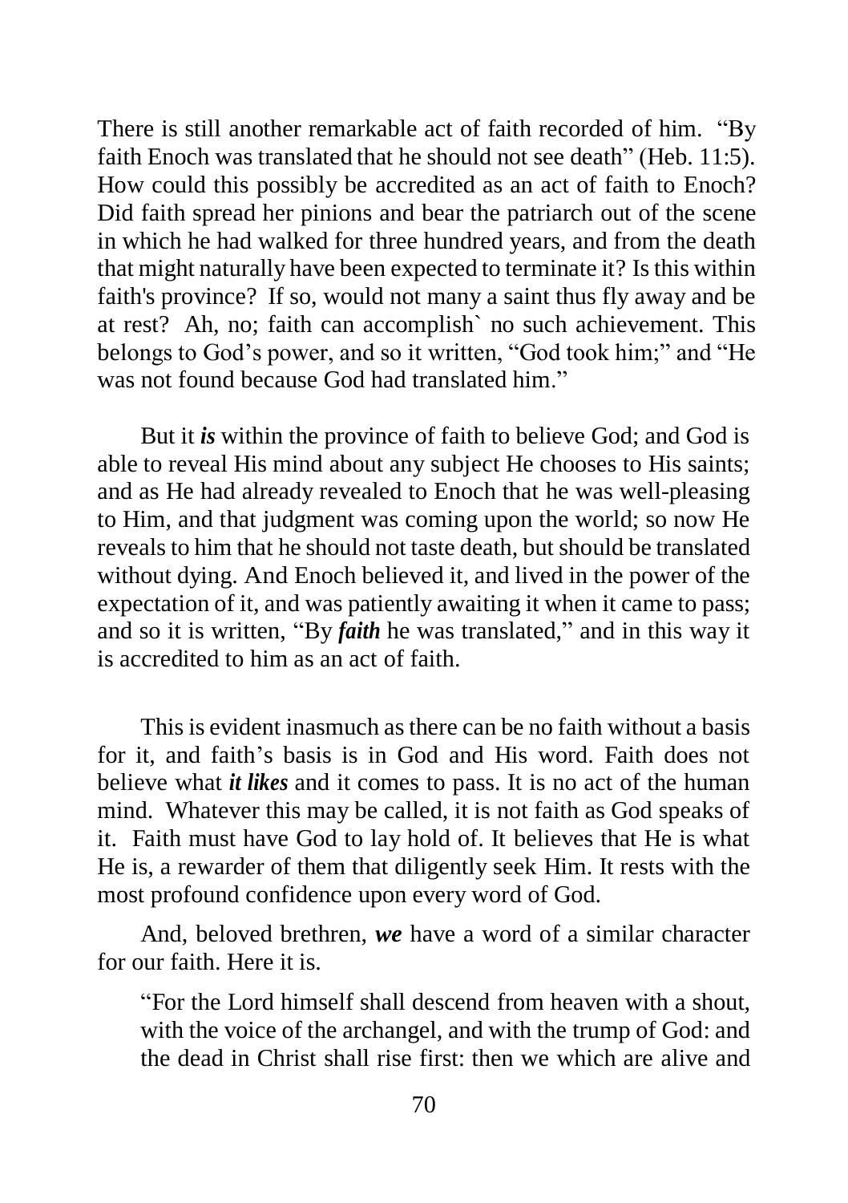There is still another remarkable act of faith recorded of him. "By faith Enoch was translated that he should not see death" (Heb. 11:5). How could this possibly be accredited as an act of faith to Enoch? Did faith spread her pinions and bear the patriarch out of the scene in which he had walked for three hundred years, and from the death that might naturally have been expected to terminate it? Is this within faith's province? If so, would not many a saint thus fly away and be at rest? Ah, no; faith can accomplish` no such achievement. This belongs to God's power, and so it written, "God took him;" and "He was not found because God had translated him."

But it ***is*** within the province of faith to believe God; and God is able to reveal His mind about any subject He chooses to His saints; and as He had already revealed to Enoch that he was well-pleasing to Him, and that judgment was coming upon the world; so now He reveals to him that he should not taste death, but should be translated without dying. And Enoch believed it, and lived in the power of the expectation of it, and was patiently awaiting it when it came to pass; and so it is written, "By ***faith*** he was translated," and in this way it is accredited to him as an act of faith.

This is evident inasmuch as there can be no faith without a basis for it, and faith's basis is in God and His word. Faith does not believe what ***it likes*** and it comes to pass. It is no act of the human mind. Whatever this may be called, it is not faith as God speaks of it. Faith must have God to lay hold of. It believes that He is what He is, a rewarder of them that diligently seek Him. It rests with the most profound confidence upon every word of God.

And, beloved brethren, ***we*** have a word of a similar character for our faith. Here it is.

> "For the Lord himself shall descend from heaven with a shout, with the voice of the archangel, and with the trump of God: and the dead in Christ shall rise first: then we which are alive and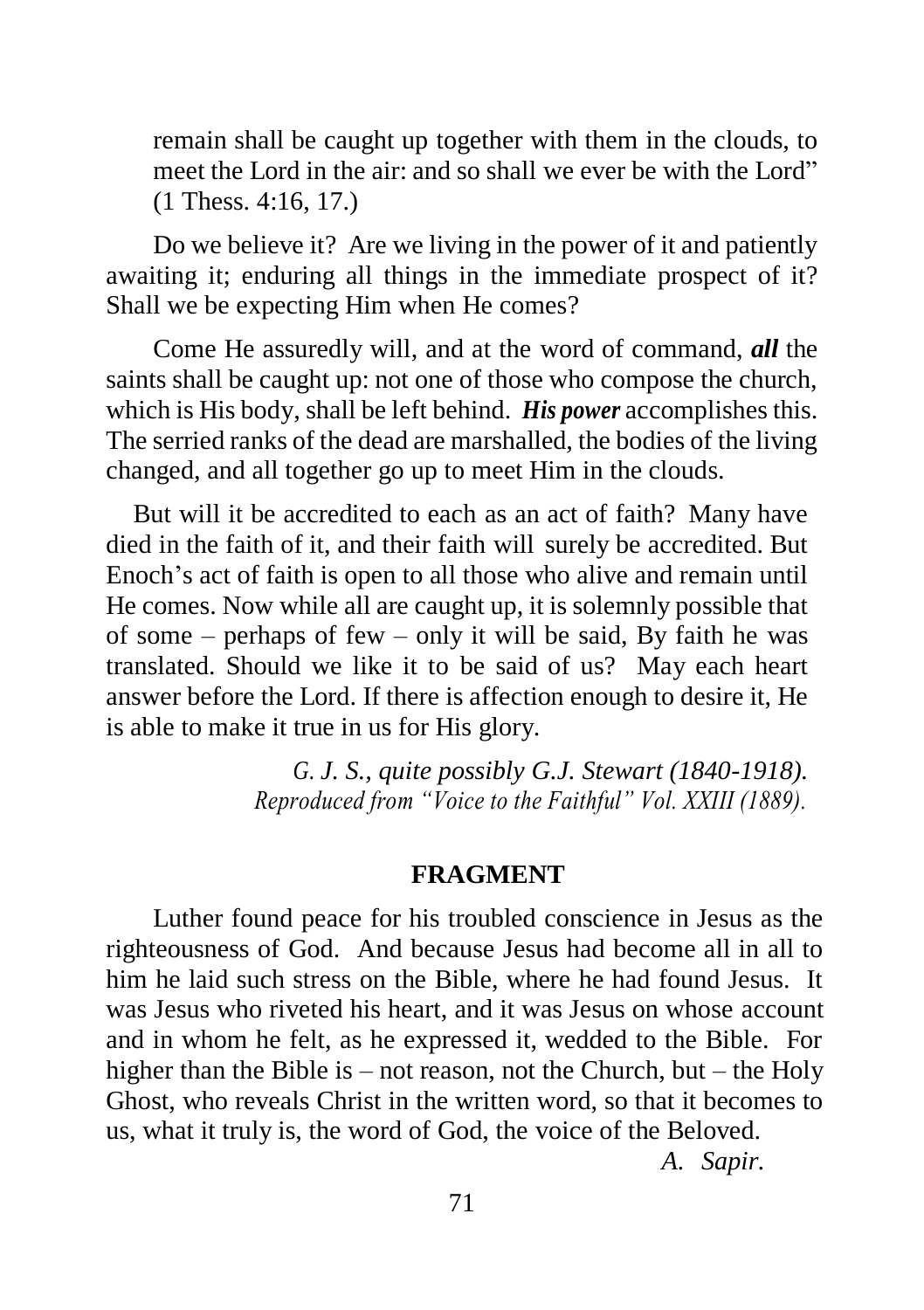remain shall be caught up together with them in the clouds, to meet the Lord in the air: and so shall we ever be with the Lord" (1 Thess. 4:16, 17.)

Do we believe it? Are we living in the power of it and patiently awaiting it; enduring all things in the immediate prospect of it? Shall we be expecting Him when He comes?

Come He assuredly will, and at the word of command, ***all*** the saints shall be caught up: not one of those who compose the church, which is His body, shall be left behind. ***His power*** accomplishes this. The serried ranks of the dead are marshalled, the bodies of the living changed, and all together go up to meet Him in the clouds.

But will it be accredited to each as an act of faith? Many have died in the faith of it, and their faith will surely be accredited. But Enoch's act of faith is open to all those who alive and remain until He comes. Now while all are caught up, it is solemnly possible that of some – perhaps of few – only it will be said, By faith he was translated. Should we like it to be said of us? May each heart answer before the Lord. If there is affection enough to desire it, He is able to make it true in us for His glory.

*G. J. S., quite possibly G.J. Stewart (1840-1918).*
*Reproduced from "Voice to the Faithful" Vol. XXIII (1889).*

## FRAGMENT

Luther found peace for his troubled conscience in Jesus as the righteousness of God. And because Jesus had become all in all to him he laid such stress on the Bible, where he had found Jesus. It was Jesus who riveted his heart, and it was Jesus on whose account and in whom he felt, as he expressed it, wedded to the Bible. For higher than the Bible is – not reason, not the Church, but – the Holy Ghost, who reveals Christ in the written word, so that it becomes to us, what it truly is, the word of God, the voice of the Beloved.

*A. Sapir.*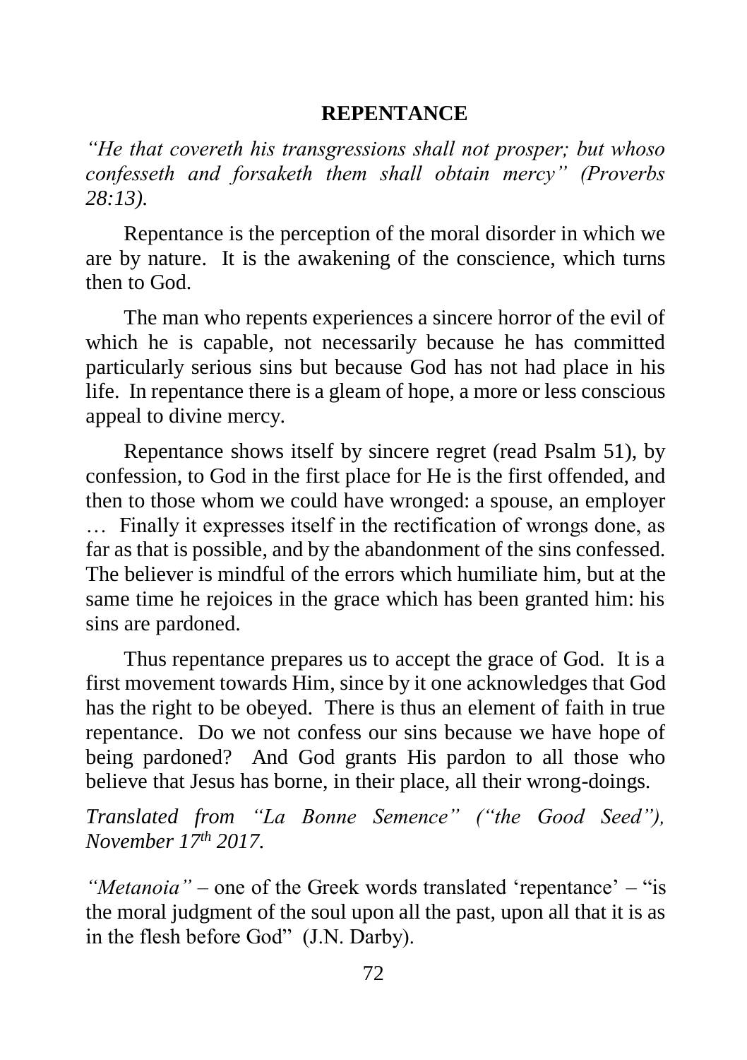## REPENTANCE

*“He that covereth his transgressions shall not prosper; but whoso confesseth and forsaketh them shall obtain mercy” (Proverbs 28:13).*

Repentance is the perception of the moral disorder in which we are by nature. It is the awakening of the conscience, which turns then to God.

The man who repents experiences a sincere horror of the evil of which he is capable, not necessarily because he has committed particularly serious sins but because God has not had place in his life. In repentance there is a gleam of hope, a more or less conscious appeal to divine mercy.

Repentance shows itself by sincere regret (read Psalm 51), by confession, to God in the first place for He is the first offended, and then to those whom we could have wronged: a spouse, an employer … Finally it expresses itself in the rectification of wrongs done, as far as that is possible, and by the abandonment of the sins confessed. The believer is mindful of the errors which humiliate him, but at the same time he rejoices in the grace which has been granted him: his sins are pardoned.

Thus repentance prepares us to accept the grace of God. It is a first movement towards Him, since by it one acknowledges that God has the right to be obeyed. There is thus an element of faith in true repentance. Do we not confess our sins because we have hope of being pardoned? And God grants His pardon to all those who believe that Jesus has borne, in their place, all their wrong-doings.

*Translated from “La Bonne Semence” (“the Good Seed”), November 17th 2017.*

*“Metanoia”* – one of the Greek words translated ‘repentance’ – “is the moral judgment of the soul upon all the past, upon all that it is as in the flesh before God” (J.N. Darby).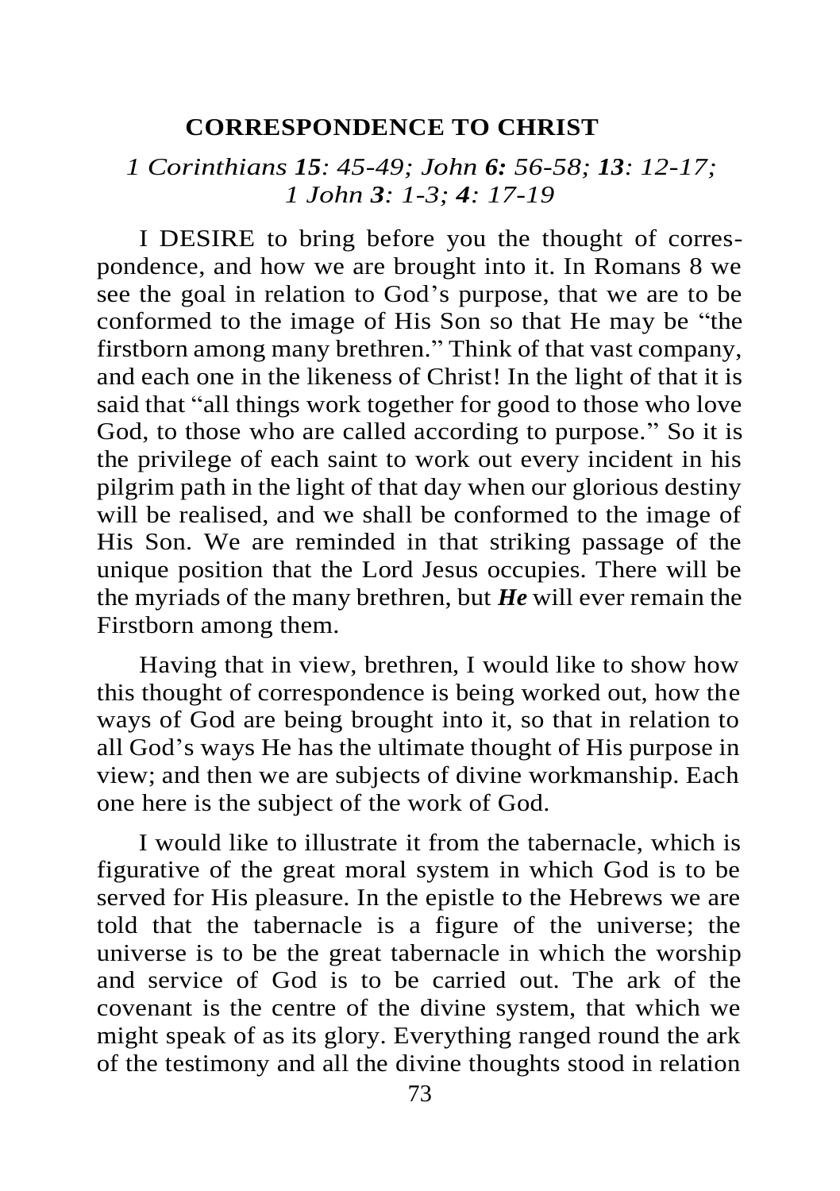## CORRESPONDENCE TO CHRIST

*1 Corinthians **15**: 45-49; John **6:** 56-58; **13**: 12-17; 1 John **3**: 1-3; **4**: 17-19*

I DESIRE to bring before you the thought of correspondence, and how we are brought into it. In Romans 8 we see the goal in relation to God's purpose, that we are to be conformed to the image of His Son so that He may be "the firstborn among many brethren." Think of that vast company, and each one in the likeness of Christ! In the light of that it is said that "all things work together for good to those who love God, to those who are called according to purpose." So it is the privilege of each saint to work out every incident in his pilgrim path in the light of that day when our glorious destiny will be realised, and we shall be conformed to the image of His Son. We are reminded in that striking passage of the unique position that the Lord Jesus occupies. There will be the myriads of the many brethren, but ***He*** will ever remain the Firstborn among them.

Having that in view, brethren, I would like to show how this thought of correspondence is being worked out, how the ways of God are being brought into it, so that in relation to all God's ways He has the ultimate thought of His purpose in view; and then we are subjects of divine workmanship. Each one here is the subject of the work of God.

I would like to illustrate it from the tabernacle, which is figurative of the great moral system in which God is to be served for His pleasure. In the epistle to the Hebrews we are told that the tabernacle is a figure of the universe; the universe is to be the great tabernacle in which the worship and service of God is to be carried out. The ark of the covenant is the centre of the divine system, that which we might speak of as its glory. Everything ranged round the ark of the testimony and all the divine thoughts stood in relation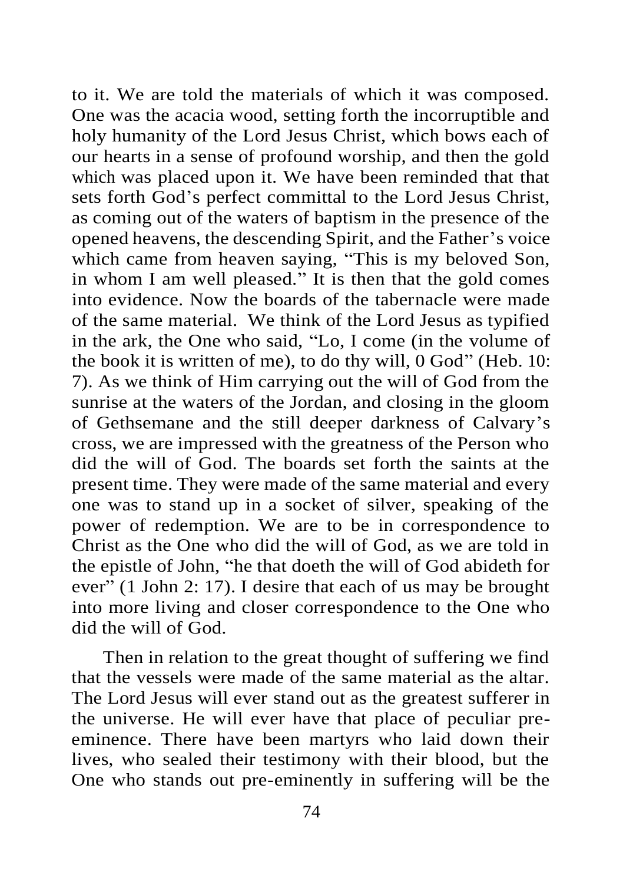to it. We are told the materials of which it was composed. One was the acacia wood, setting forth the incorruptible and holy humanity of the Lord Jesus Christ, which bows each of our hearts in a sense of profound worship, and then the gold which was placed upon it. We have been reminded that that sets forth God's perfect committal to the Lord Jesus Christ, as coming out of the waters of baptism in the presence of the opened heavens, the descending Spirit, and the Father's voice which came from heaven saying, "This is my beloved Son, in whom I am well pleased." It is then that the gold comes into evidence. Now the boards of the tabernacle were made of the same material. We think of the Lord Jesus as typified in the ark, the One who said, "Lo, I come (in the volume of the book it is written of me), to do thy will, 0 God" (Heb. 10: 7). As we think of Him carrying out the will of God from the sunrise at the waters of the Jordan, and closing in the gloom of Gethsemane and the still deeper darkness of Calvary's cross, we are impressed with the greatness of the Person who did the will of God. The boards set forth the saints at the present time. They were made of the same material and every one was to stand up in a socket of silver, speaking of the power of redemption. We are to be in correspondence to Christ as the One who did the will of God, as we are told in the epistle of John, "he that doeth the will of God abideth for ever" (1 John 2: 17). I desire that each of us may be brought into more living and closer correspondence to the One who did the will of God.

Then in relation to the great thought of suffering we find that the vessels were made of the same material as the altar. The Lord Jesus will ever stand out as the greatest sufferer in the universe. He will ever have that place of peculiar pre-eminence. There have been martyrs who laid down their lives, who sealed their testimony with their blood, but the One who stands out pre-eminently in suffering will be the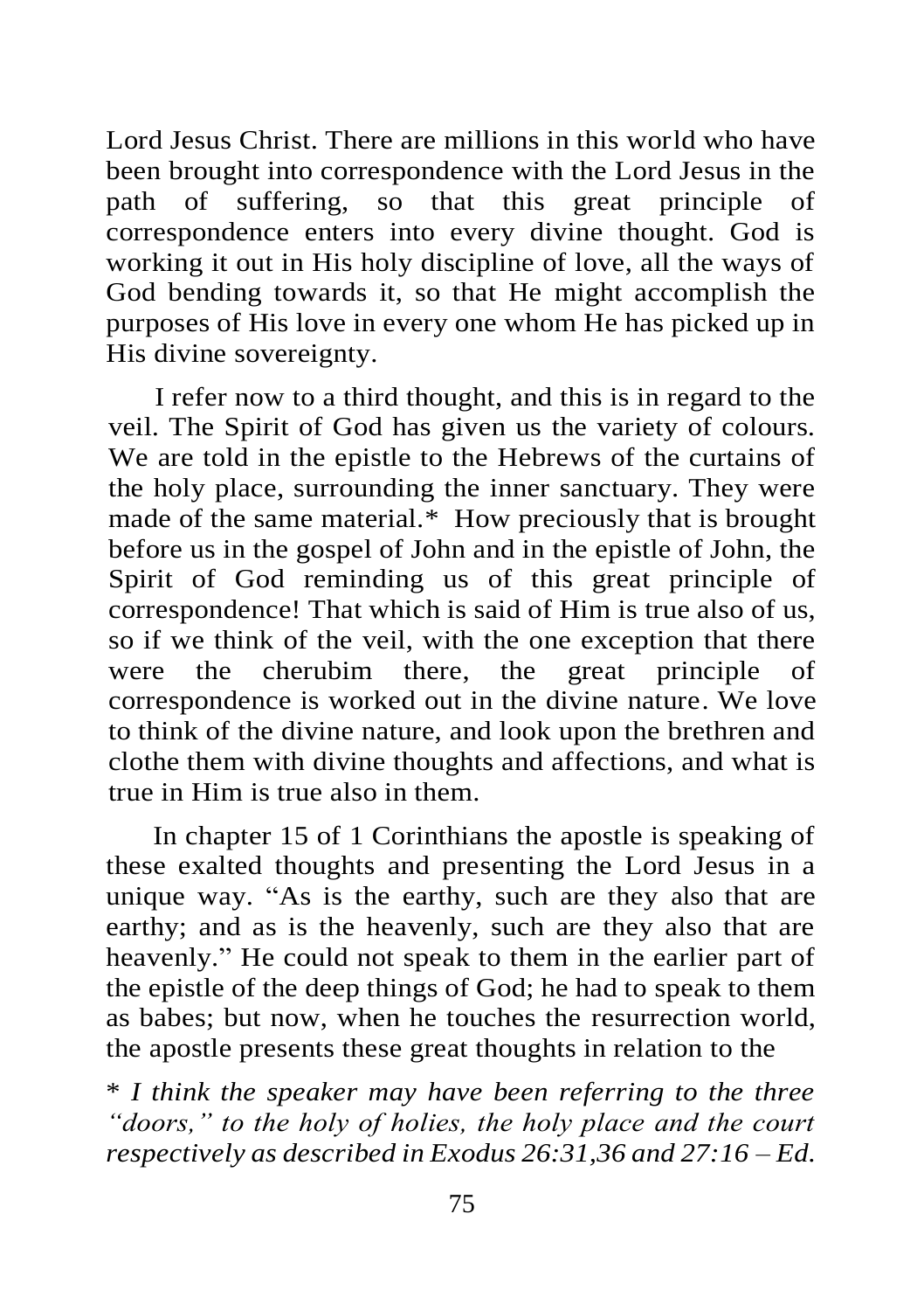Lord Jesus Christ. There are millions in this world who have been brought into correspondence with the Lord Jesus in the path of suffering, so that this great principle of correspondence enters into every divine thought. God is working it out in His holy discipline of love, all the ways of God bending towards it, so that He might accomplish the purposes of His love in every one whom He has picked up in His divine sovereignty.

I refer now to a third thought, and this is in regard to the veil. The Spirit of God has given us the variety of colours. We are told in the epistle to the Hebrews of the curtains of the holy place, surrounding the inner sanctuary. They were made of the same material.* How preciously that is brought before us in the gospel of John and in the epistle of John, the Spirit of God reminding us of this great principle of correspondence! That which is said of Him is true also of us, so if we think of the veil, with the one exception that there were the cherubim there, the great principle of correspondence is worked out in the divine nature. We love to think of the divine nature, and look upon the brethren and clothe them with divine thoughts and affections, and what is true in Him is true also in them.

In chapter 15 of 1 Corinthians the apostle is speaking of these exalted thoughts and presenting the Lord Jesus in a unique way. "As is the earthy, such are they also that are earthy; and as is the heavenly, such are they also that are heavenly." He could not speak to them in the earlier part of the epistle of the deep things of God; he had to speak to them as babes; but now, when he touches the resurrection world, the apostle presents these great thoughts in relation to the

\* *I think the speaker may have been referring to the three "doors," to the holy of holies, the holy place and the court respectively as described in Exodus 26:31,36 and 27:16 – Ed.*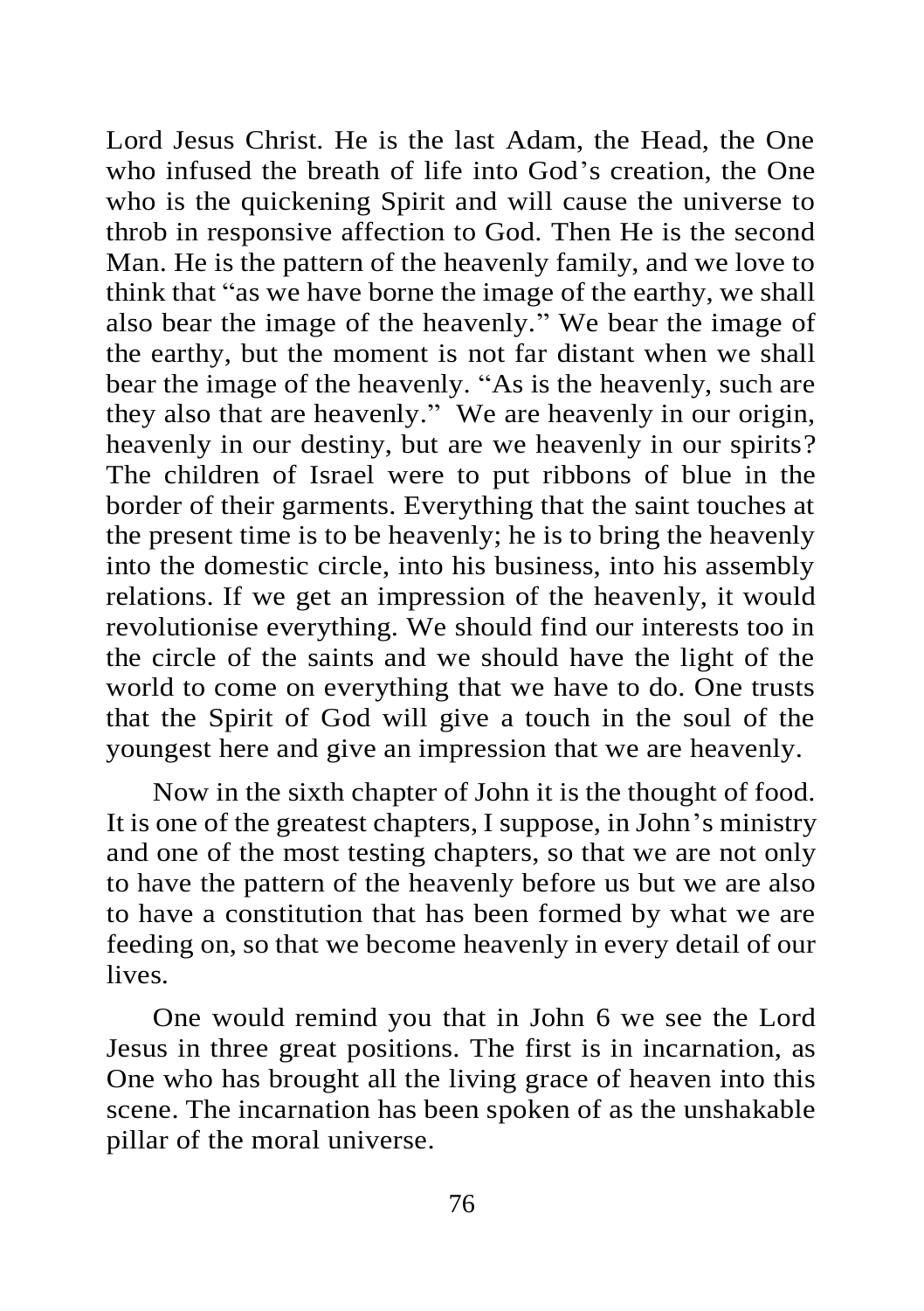Lord Jesus Christ. He is the last Adam, the Head, the One who infused the breath of life into God's creation, the One who is the quickening Spirit and will cause the universe to throb in responsive affection to God. Then He is the second Man. He is the pattern of the heavenly family, and we love to think that "as we have borne the image of the earthy, we shall also bear the image of the heavenly." We bear the image of the earthy, but the moment is not far distant when we shall bear the image of the heavenly. "As is the heavenly, such are they also that are heavenly." We are heavenly in our origin, heavenly in our destiny, but are we heavenly in our spirits? The children of Israel were to put ribbons of blue in the border of their garments. Everything that the saint touches at the present time is to be heavenly; he is to bring the heavenly into the domestic circle, into his business, into his assembly relations. If we get an impression of the heavenly, it would revolutionise everything. We should find our interests too in the circle of the saints and we should have the light of the world to come on everything that we have to do. One trusts that the Spirit of God will give a touch in the soul of the youngest here and give an impression that we are heavenly.

Now in the sixth chapter of John it is the thought of food. It is one of the greatest chapters, I suppose, in John's ministry and one of the most testing chapters, so that we are not only to have the pattern of the heavenly before us but we are also to have a constitution that has been formed by what we are feeding on, so that we become heavenly in every detail of our lives.

One would remind you that in John 6 we see the Lord Jesus in three great positions. The first is in incarnation, as One who has brought all the living grace of heaven into this scene. The incarnation has been spoken of as the unshakable pillar of the moral universe.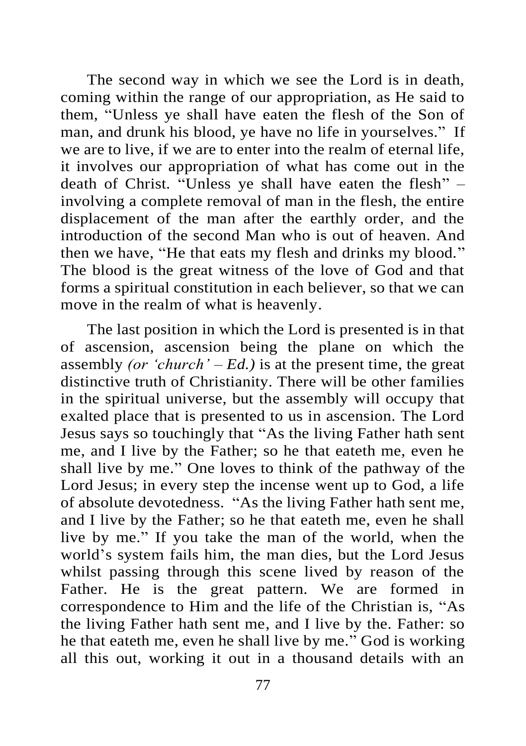The second way in which we see the Lord is in death, coming within the range of our appropriation, as He said to them, "Unless ye shall have eaten the flesh of the Son of man, and drunk his blood, ye have no life in yourselves." If we are to live, if we are to enter into the realm of eternal life, it involves our appropriation of what has come out in the death of Christ. "Unless ye shall have eaten the flesh" – involving a complete removal of man in the flesh, the entire displacement of the man after the earthly order, and the introduction of the second Man who is out of heaven. And then we have, "He that eats my flesh and drinks my blood." The blood is the great witness of the love of God and that forms a spiritual constitution in each believer, so that we can move in the realm of what is heavenly.

The last position in which the Lord is presented is in that of ascension, ascension being the plane on which the assembly *(or 'church' – Ed.)* is at the present time, the great distinctive truth of Christianity. There will be other families in the spiritual universe, but the assembly will occupy that exalted place that is presented to us in ascension. The Lord Jesus says so touchingly that "As the living Father hath sent me, and I live by the Father; so he that eateth me, even he shall live by me." One loves to think of the pathway of the Lord Jesus; in every step the incense went up to God, a life of absolute devotedness. "As the living Father hath sent me, and I live by the Father; so he that eateth me, even he shall live by me." If you take the man of the world, when the world's system fails him, the man dies, but the Lord Jesus whilst passing through this scene lived by reason of the Father. He is the great pattern. We are formed in correspondence to Him and the life of the Christian is, "As the living Father hath sent me, and I live by the. Father: so he that eateth me, even he shall live by me." God is working all this out, working it out in a thousand details with an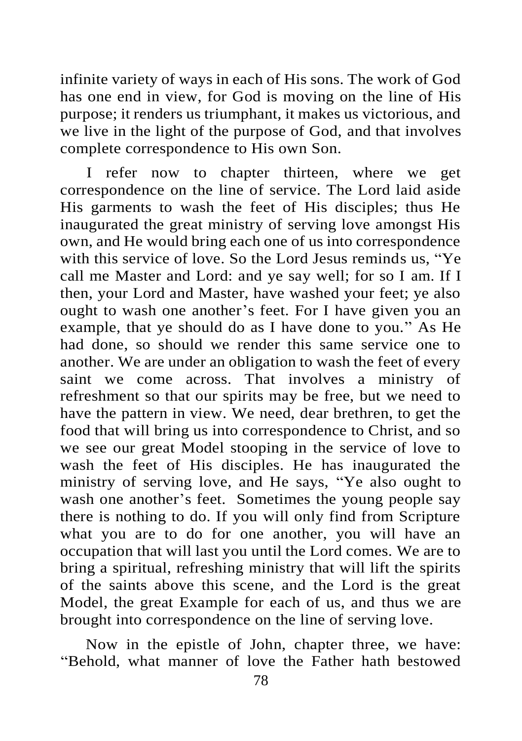infinite variety of ways in each of His sons. The work of God has one end in view, for God is moving on the line of His purpose; it renders us triumphant, it makes us victorious, and we live in the light of the purpose of God, and that involves complete correspondence to His own Son.

I refer now to chapter thirteen, where we get correspondence on the line of service. The Lord laid aside His garments to wash the feet of His disciples; thus He inaugurated the great ministry of serving love amongst His own, and He would bring each one of us into correspondence with this service of love. So the Lord Jesus reminds us, "Ye call me Master and Lord: and ye say well; for so I am. If I then, your Lord and Master, have washed your feet; ye also ought to wash one another's feet. For I have given you an example, that ye should do as I have done to you." As He had done, so should we render this same service one to another. We are under an obligation to wash the feet of every saint we come across. That involves a ministry of refreshment so that our spirits may be free, but we need to have the pattern in view. We need, dear brethren, to get the food that will bring us into correspondence to Christ, and so we see our great Model stooping in the service of love to wash the feet of His disciples. He has inaugurated the ministry of serving love, and He says, "Ye also ought to wash one another's feet. Sometimes the young people say there is nothing to do. If you will only find from Scripture what you are to do for one another, you will have an occupation that will last you until the Lord comes. We are to bring a spiritual, refreshing ministry that will lift the spirits of the saints above this scene, and the Lord is the great Model, the great Example for each of us, and thus we are brought into correspondence on the line of serving love.

Now in the epistle of John, chapter three, we have: "Behold, what manner of love the Father hath bestowed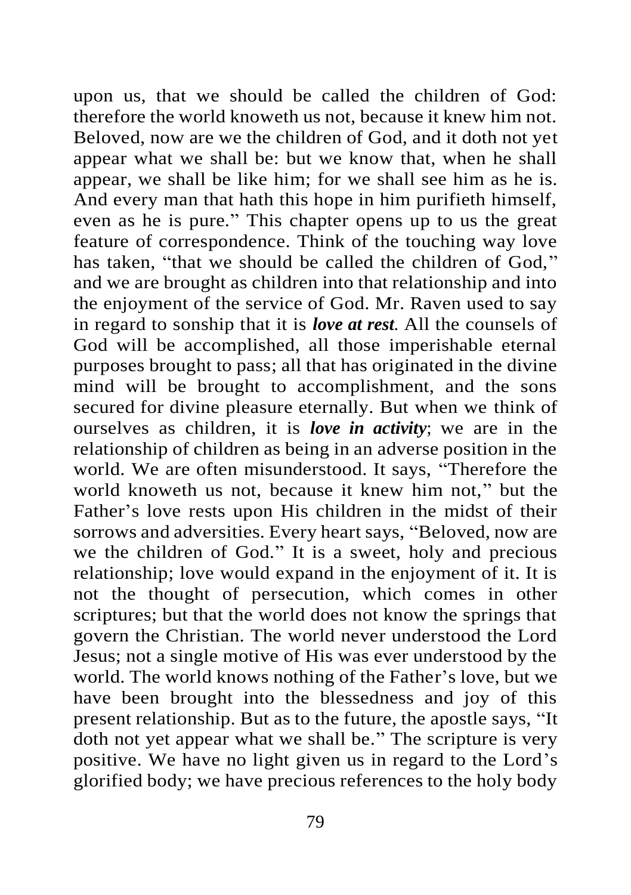upon us, that we should be called the children of God: therefore the world knoweth us not, because it knew him not. Beloved, now are we the children of God, and it doth not yet appear what we shall be: but we know that, when he shall appear, we shall be like him; for we shall see him as he is. And every man that hath this hope in him purifieth himself, even as he is pure." This chapter opens up to us the great feature of correspondence. Think of the touching way love has taken, "that we should be called the children of God," and we are brought as children into that relationship and into the enjoyment of the service of God. Mr. Raven used to say in regard to sonship that it is ***love at rest.*** All the counsels of God will be accomplished, all those imperishable eternal purposes brought to pass; all that has originated in the divine mind will be brought to accomplishment, and the sons secured for divine pleasure eternally. But when we think of ourselves as children, it is ***love in activity***; we are in the relationship of children as being in an adverse position in the world. We are often misunderstood. It says, "Therefore the world knoweth us not, because it knew him not," but the Father's love rests upon His children in the midst of their sorrows and adversities. Every heart says, "Beloved, now are we the children of God." It is a sweet, holy and precious relationship; love would expand in the enjoyment of it. It is not the thought of persecution, which comes in other scriptures; but that the world does not know the springs that govern the Christian. The world never understood the Lord Jesus; not a single motive of His was ever understood by the world. The world knows nothing of the Father's love, but we have been brought into the blessedness and joy of this present relationship. But as to the future, the apostle says, "It doth not yet appear what we shall be." The scripture is very positive. We have no light given us in regard to the Lord's glorified body; we have precious references to the holy body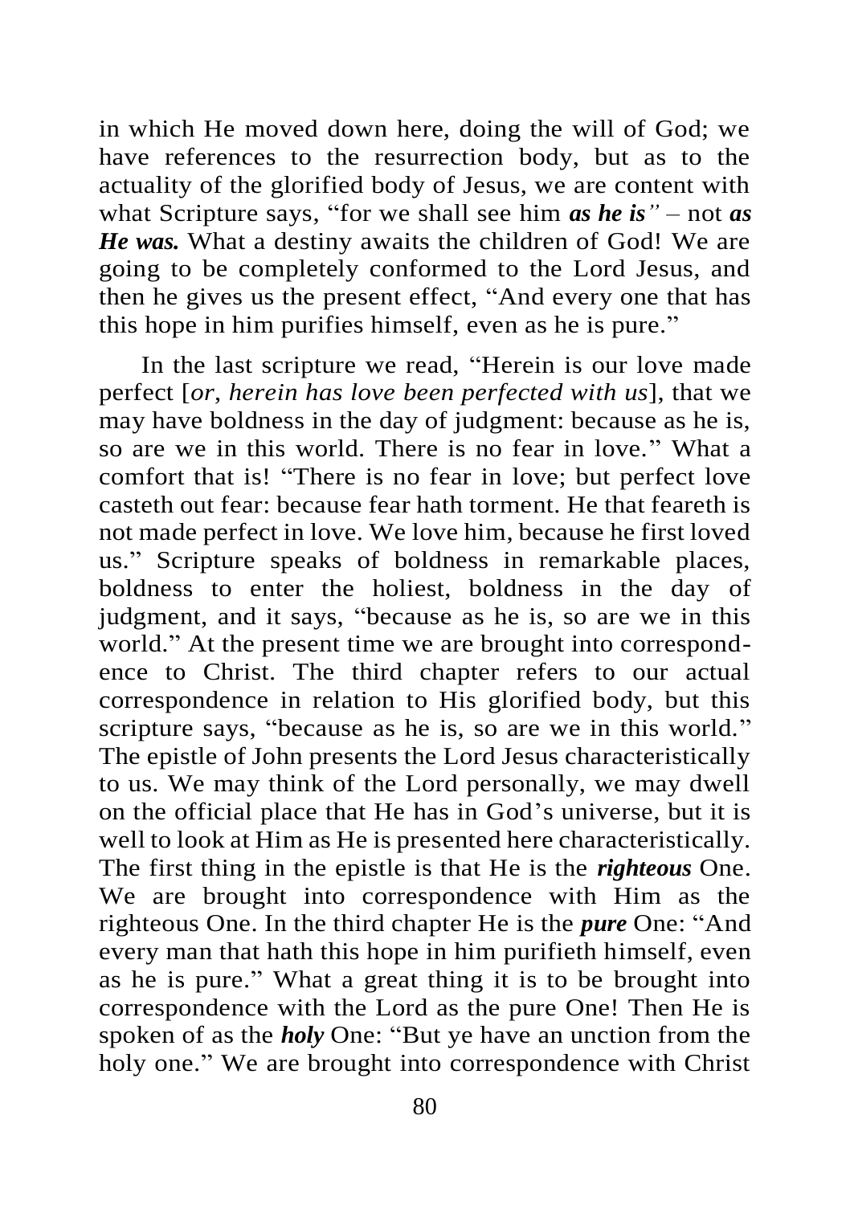in which He moved down here, doing the will of God; we have references to the resurrection body, but as to the actuality of the glorified body of Jesus, we are content with what Scripture says, "for we shall see him ***as he is"*** – not ***as He was.*** What a destiny awaits the children of God! We are going to be completely conformed to the Lord Jesus, and then he gives us the present effect, "And every one that has this hope in him purifies himself, even as he is pure."

In the last scripture we read, "Herein is our love made perfect [*or, herein has love been perfected with us*], that we may have boldness in the day of judgment: because as he is, so are we in this world. There is no fear in love." What a comfort that is! "There is no fear in love; but perfect love casteth out fear: because fear hath torment. He that feareth is not made perfect in love. We love him, because he first loved us." Scripture speaks of boldness in remarkable places, boldness to enter the holiest, boldness in the day of judgment, and it says, "because as he is, so are we in this world." At the present time we are brought into correspondence to Christ. The third chapter refers to our actual correspondence in relation to His glorified body, but this scripture says, "because as he is, so are we in this world." The epistle of John presents the Lord Jesus characteristically to us. We may think of the Lord personally, we may dwell on the official place that He has in God's universe, but it is well to look at Him as He is presented here characteristically. The first thing in the epistle is that He is the ***righteous*** One. We are brought into correspondence with Him as the righteous One. In the third chapter He is the ***pure*** One: "And every man that hath this hope in him purifieth himself, even as he is pure." What a great thing it is to be brought into correspondence with the Lord as the pure One! Then He is spoken of as the ***holy*** One: "But ye have an unction from the holy one." We are brought into correspondence with Christ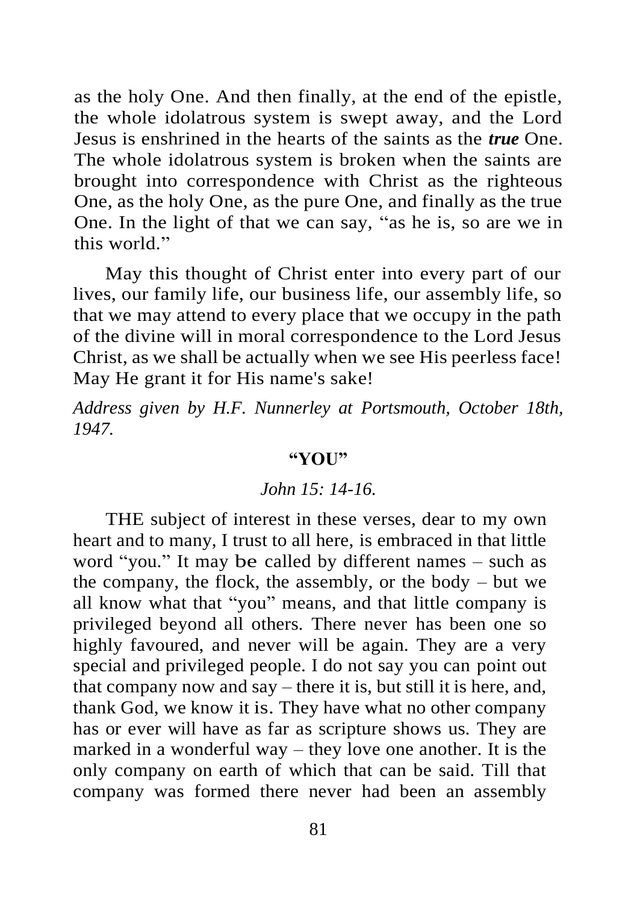as the holy One. And then finally, at the end of the epistle, the whole idolatrous system is swept away, and the Lord Jesus is enshrined in the hearts of the saints as the ***true*** One. The whole idolatrous system is broken when the saints are brought into correspondence with Christ as the righteous One, as the holy One, as the pure One, and finally as the true One. In the light of that we can say, "as he is, so are we in this world."

May this thought of Christ enter into every part of our lives, our family life, our business life, our assembly life, so that we may attend to every place that we occupy in the path of the divine will in moral correspondence to the Lord Jesus Christ, as we shall be actually when we see His peerless face! May He grant it for His name's sake!

*Address given by H.F. Nunnerley at Portsmouth, October 18th, 1947.*

## "YOU"

*John 15: 14-16.*

THE subject of interest in these verses, dear to my own heart and to many, I trust to all here, is embraced in that little word "you." It may be called by different names – such as the company, the flock, the assembly, or the body – but we all know what that "you" means, and that little company is privileged beyond all others. There never has been one so highly favoured, and never will be again. They are a very special and privileged people. I do not say you can point out that company now and say – there it is, but still it is here, and, thank God, we know it is. They have what no other company has or ever will have as far as scripture shows us. They are marked in a wonderful way – they love one another. It is the only company on earth of which that can be said. Till that company was formed there never had been an assembly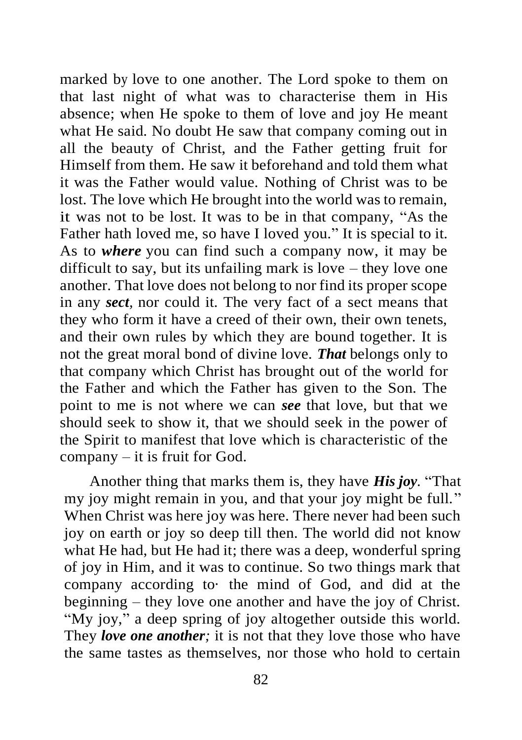marked by love to one another. The Lord spoke to them on that last night of what was to characterise them in His absence; when He spoke to them of love and joy He meant what He said. No doubt He saw that company coming out in all the beauty of Christ, and the Father getting fruit for Himself from them. He saw it beforehand and told them what it was the Father would value. Nothing of Christ was to be lost. The love which He brought into the world was to remain, it was not to be lost. It was to be in that company, "As the Father hath loved me, so have I loved you." It is special to it. As to ***where*** you can find such a company now, it may be difficult to say, but its unfailing mark is love – they love one another. That love does not belong to nor find its proper scope in any ***sect***, nor could it. The very fact of a sect means that they who form it have a creed of their own, their own tenets, and their own rules by which they are bound together. It is not the great moral bond of divine love. ***That*** belongs only to that company which Christ has brought out of the world for the Father and which the Father has given to the Son. The point to me is not where we can ***see*** that love, but that we should seek to show it, that we should seek in the power of the Spirit to manifest that love which is characteristic of the company – it is fruit for God.

Another thing that marks them is, they have ***His joy***. "That my joy might remain in you, and that your joy might be full." When Christ was here joy was here. There never had been such joy on earth or joy so deep till then. The world did not know what He had, but He had it; there was a deep, wonderful spring of joy in Him, and it was to continue. So two things mark that company according to· the mind of God, and did at the beginning – they love one another and have the joy of Christ. "My joy," a deep spring of joy altogether outside this world. They ***love one another;*** it is not that they love those who have the same tastes as themselves, nor those who hold to certain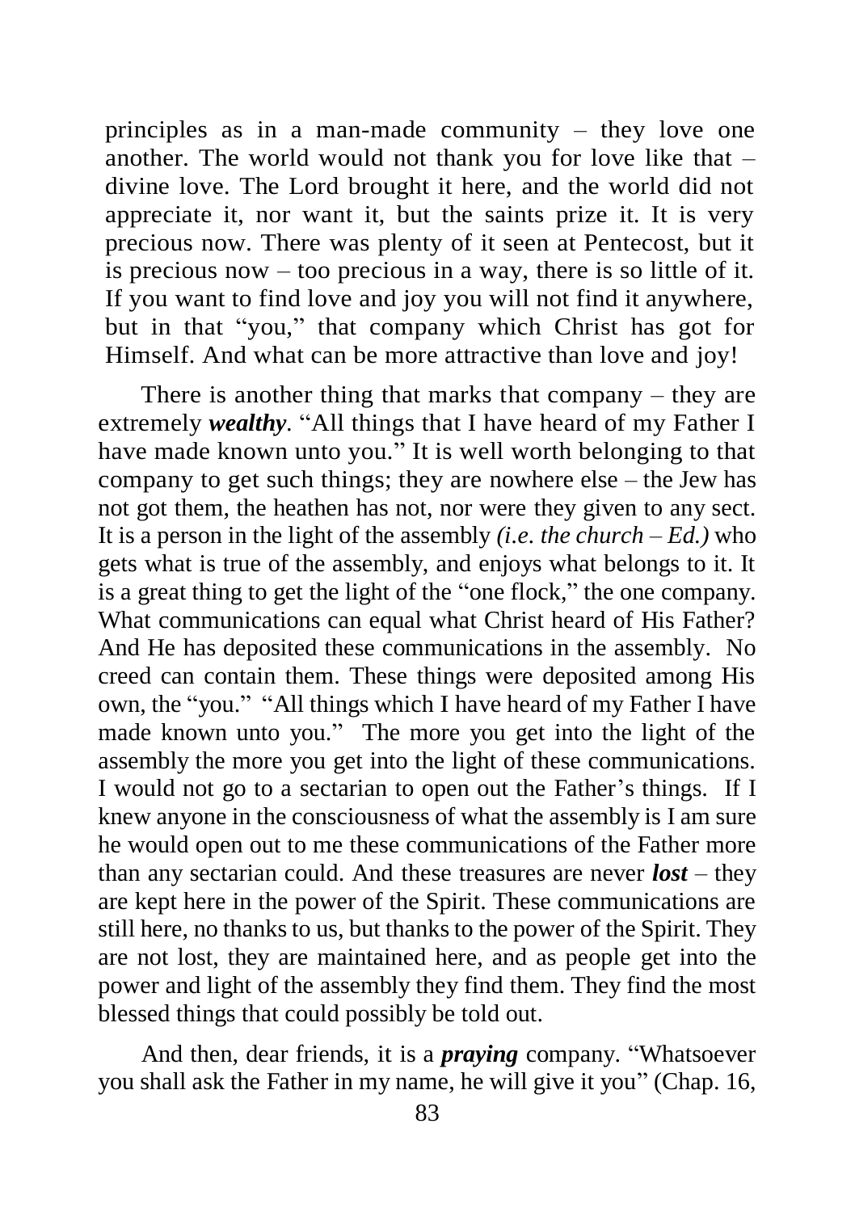principles as in a man-made community – they love one another. The world would not thank you for love like that – divine love. The Lord brought it here, and the world did not appreciate it, nor want it, but the saints prize it. It is very precious now. There was plenty of it seen at Pentecost, but it is precious now – too precious in a way, there is so little of it. If you want to find love and joy you will not find it anywhere, but in that "you," that company which Christ has got for Himself. And what can be more attractive than love and joy!

There is another thing that marks that company – they are extremely ***wealthy***. "All things that I have heard of my Father I have made known unto you." It is well worth belonging to that company to get such things; they are nowhere else – the Jew has not got them, the heathen has not, nor were they given to any sect. It is a person in the light of the assembly *(i.e. the church – Ed.)* who gets what is true of the assembly, and enjoys what belongs to it. It is a great thing to get the light of the "one flock," the one company. What communications can equal what Christ heard of His Father? And He has deposited these communications in the assembly. No creed can contain them. These things were deposited among His own, the "you." "All things which I have heard of my Father I have made known unto you." The more you get into the light of the assembly the more you get into the light of these communications. I would not go to a sectarian to open out the Father's things. If I knew anyone in the consciousness of what the assembly is I am sure he would open out to me these communications of the Father more than any sectarian could. And these treasures are never ***lost*** – they are kept here in the power of the Spirit. These communications are still here, no thanks to us, but thanks to the power of the Spirit. They are not lost, they are maintained here, and as people get into the power and light of the assembly they find them. They find the most blessed things that could possibly be told out.

And then, dear friends, it is a ***praying*** company. "Whatsoever you shall ask the Father in my name, he will give it you" (Chap. 16,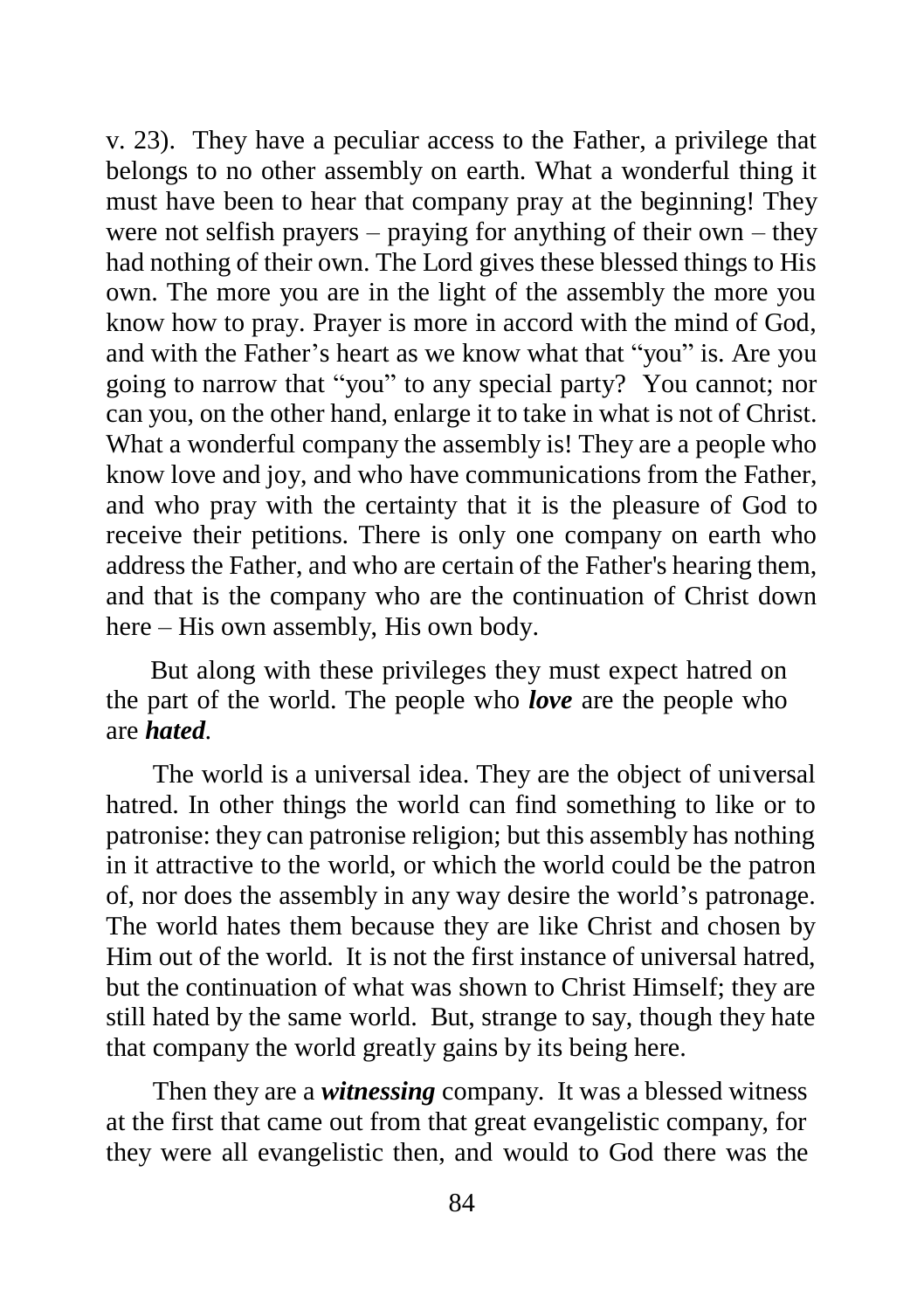v. 23). They have a peculiar access to the Father, a privilege that belongs to no other assembly on earth. What a wonderful thing it must have been to hear that company pray at the beginning! They were not selfish prayers – praying for anything of their own – they had nothing of their own. The Lord gives these blessed things to His own. The more you are in the light of the assembly the more you know how to pray. Prayer is more in accord with the mind of God, and with the Father's heart as we know what that "you" is. Are you going to narrow that "you" to any special party? You cannot; nor can you, on the other hand, enlarge it to take in what is not of Christ. What a wonderful company the assembly is! They are a people who know love and joy, and who have communications from the Father, and who pray with the certainty that it is the pleasure of God to receive their petitions. There is only one company on earth who address the Father, and who are certain of the Father's hearing them, and that is the company who are the continuation of Christ down here – His own assembly, His own body.

But along with these privileges they must expect hatred on the part of the world. The people who ***love*** are the people who are ***hated***.

The world is a universal idea. They are the object of universal hatred. In other things the world can find something to like or to patronise: they can patronise religion; but this assembly has nothing in it attractive to the world, or which the world could be the patron of, nor does the assembly in any way desire the world's patronage. The world hates them because they are like Christ and chosen by Him out of the world. It is not the first instance of universal hatred, but the continuation of what was shown to Christ Himself; they are still hated by the same world. But, strange to say, though they hate that company the world greatly gains by its being here.

Then they are a ***witnessing*** company. It was a blessed witness at the first that came out from that great evangelistic company, for they were all evangelistic then, and would to God there was the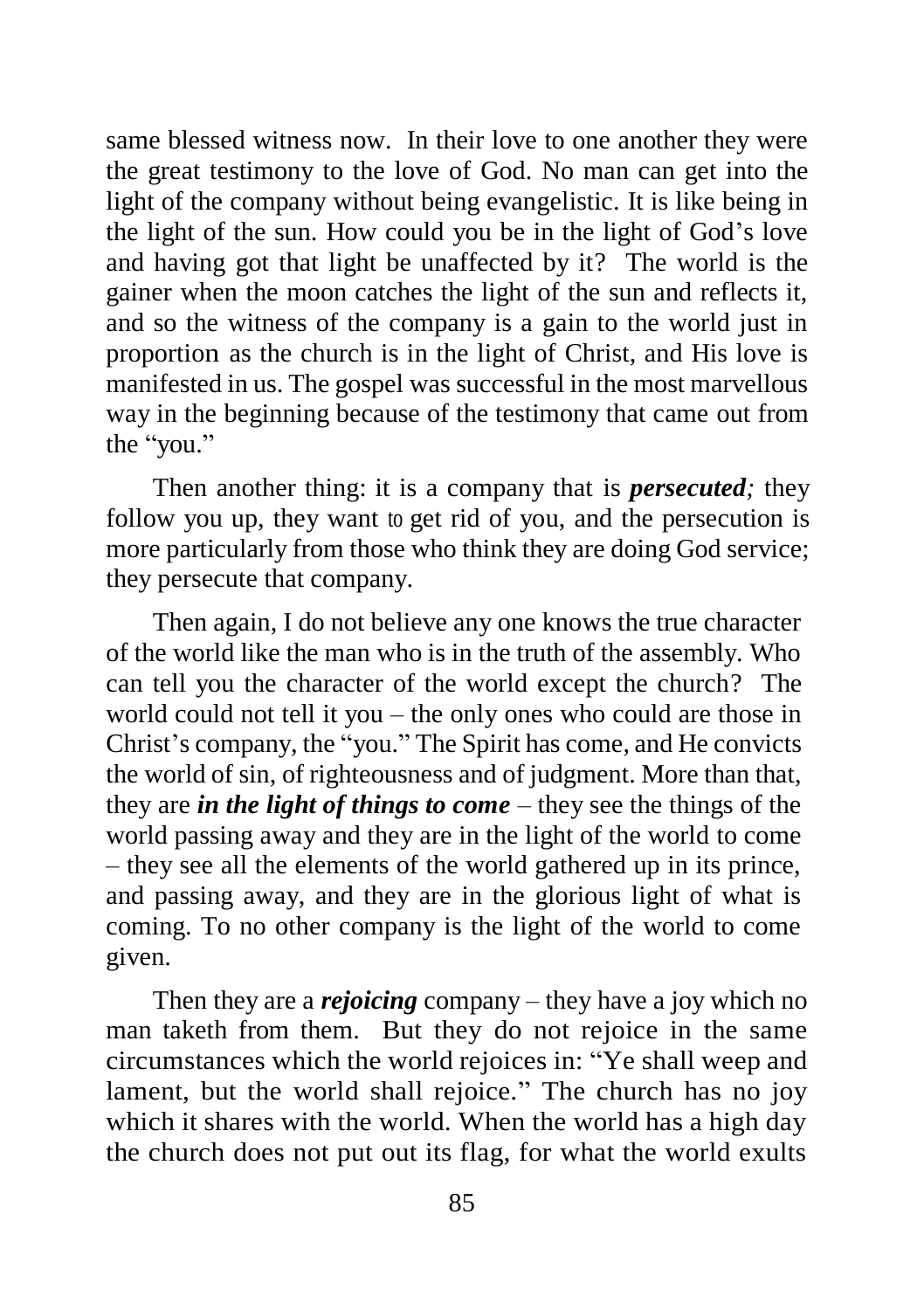same blessed witness now. In their love to one another they were the great testimony to the love of God. No man can get into the light of the company without being evangelistic. It is like being in the light of the sun. How could you be in the light of God's love and having got that light be unaffected by it? The world is the gainer when the moon catches the light of the sun and reflects it, and so the witness of the company is a gain to the world just in proportion as the church is in the light of Christ, and His love is manifested in us. The gospel was successful in the most marvellous way in the beginning because of the testimony that came out from the "you."

Then another thing: it is a company that is ***persecuted;*** they follow you up, they want to get rid of you, and the persecution is more particularly from those who think they are doing God service; they persecute that company.

Then again, I do not believe any one knows the true character of the world like the man who is in the truth of the assembly. Who can tell you the character of the world except the church? The world could not tell it you – the only ones who could are those in Christ's company, the "you." The Spirit has come, and He convicts the world of sin, of righteousness and of judgment. More than that, they are ***in the light of things to come*** – they see the things of the world passing away and they are in the light of the world to come – they see all the elements of the world gathered up in its prince, and passing away, and they are in the glorious light of what is coming. To no other company is the light of the world to come given.

Then they are a ***rejoicing*** company – they have a joy which no man taketh from them. But they do not rejoice in the same circumstances which the world rejoices in: "Ye shall weep and lament, but the world shall rejoice." The church has no joy which it shares with the world. When the world has a high day the church does not put out its flag, for what the world exults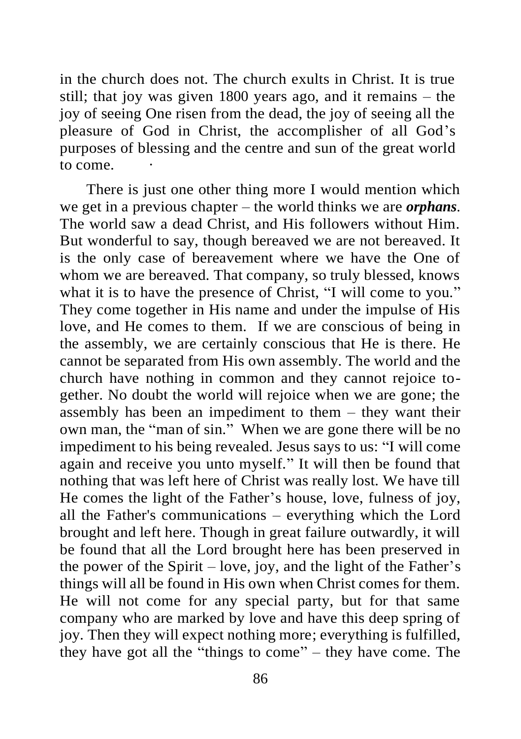in the church does not. The church exults in Christ. It is true still; that joy was given 1800 years ago, and it remains – the joy of seeing One risen from the dead, the joy of seeing all the pleasure of God in Christ, the accomplisher of all God's purposes of blessing and the centre and sun of the great world to come.

There is just one other thing more I would mention which we get in a previous chapter – the world thinks we are ***orphans***. The world saw a dead Christ, and His followers without Him. But wonderful to say, though bereaved we are not bereaved. It is the only case of bereavement where we have the One of whom we are bereaved. That company, so truly blessed, knows what it is to have the presence of Christ, "I will come to you." They come together in His name and under the impulse of His love, and He comes to them. If we are conscious of being in the assembly, we are certainly conscious that He is there. He cannot be separated from His own assembly. The world and the church have nothing in common and they cannot rejoice together. No doubt the world will rejoice when we are gone; the assembly has been an impediment to them – they want their own man, the "man of sin." When we are gone there will be no impediment to his being revealed. Jesus says to us: "I will come again and receive you unto myself." It will then be found that nothing that was left here of Christ was really lost. We have till He comes the light of the Father's house, love, fulness of joy, all the Father's communications – everything which the Lord brought and left here. Though in great failure outwardly, it will be found that all the Lord brought here has been preserved in the power of the Spirit – love, joy, and the light of the Father's things will all be found in His own when Christ comes for them. He will not come for any special party, but for that same company who are marked by love and have this deep spring of joy. Then they will expect nothing more; everything is fulfilled, they have got all the "things to come" – they have come. The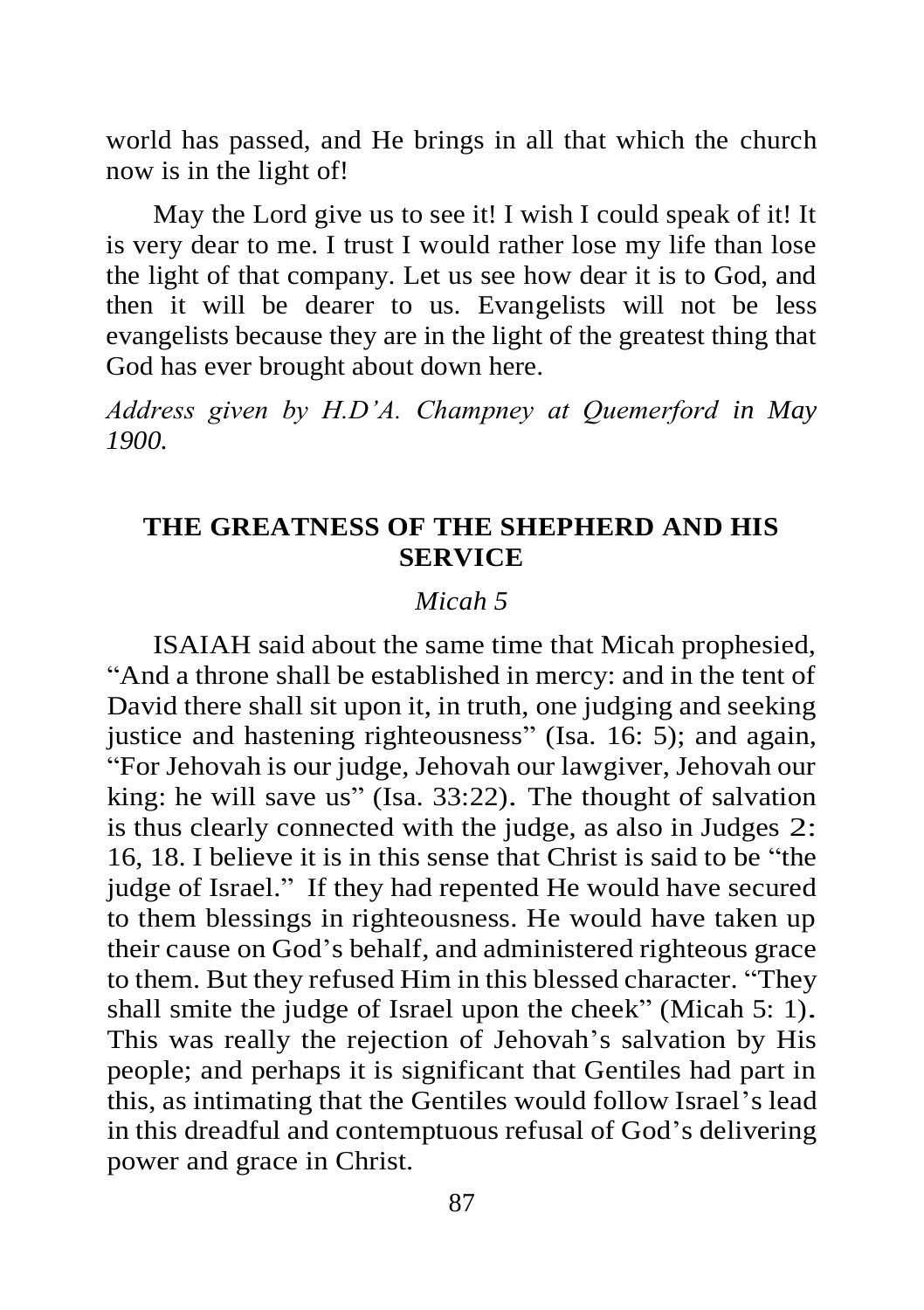world has passed, and He brings in all that which the church now is in the light of!

May the Lord give us to see it! I wish I could speak of it! It is very dear to me. I trust I would rather lose my life than lose the light of that company. Let us see how dear it is to God, and then it will be dearer to us. Evangelists will not be less evangelists because they are in the light of the greatest thing that God has ever brought about down here.

*Address given by H.D'A. Champney at Quemerford in May 1900.*

## THE GREATNESS OF THE SHEPHERD AND HIS SERVICE

*Micah 5*

ISAIAH said about the same time that Micah prophesied, "And a throne shall be established in mercy: and in the tent of David there shall sit upon it, in truth, one judging and seeking justice and hastening righteousness" (Isa. 16: 5); and again, "For Jehovah is our judge, Jehovah our lawgiver, Jehovah our king: he will save us" (Isa. 33:22). The thought of salvation is thus clearly connected with the judge, as also in Judges 2: 16, 18. I believe it is in this sense that Christ is said to be "the judge of Israel." If they had repented He would have secured to them blessings in righteousness. He would have taken up their cause on God's behalf, and administered righteous grace to them. But they refused Him in this blessed character. "They shall smite the judge of Israel upon the cheek" (Micah 5: 1). This was really the rejection of Jehovah's salvation by His people; and perhaps it is significant that Gentiles had part in this, as intimating that the Gentiles would follow Israel's lead in this dreadful and contemptuous refusal of God's delivering power and grace in Christ.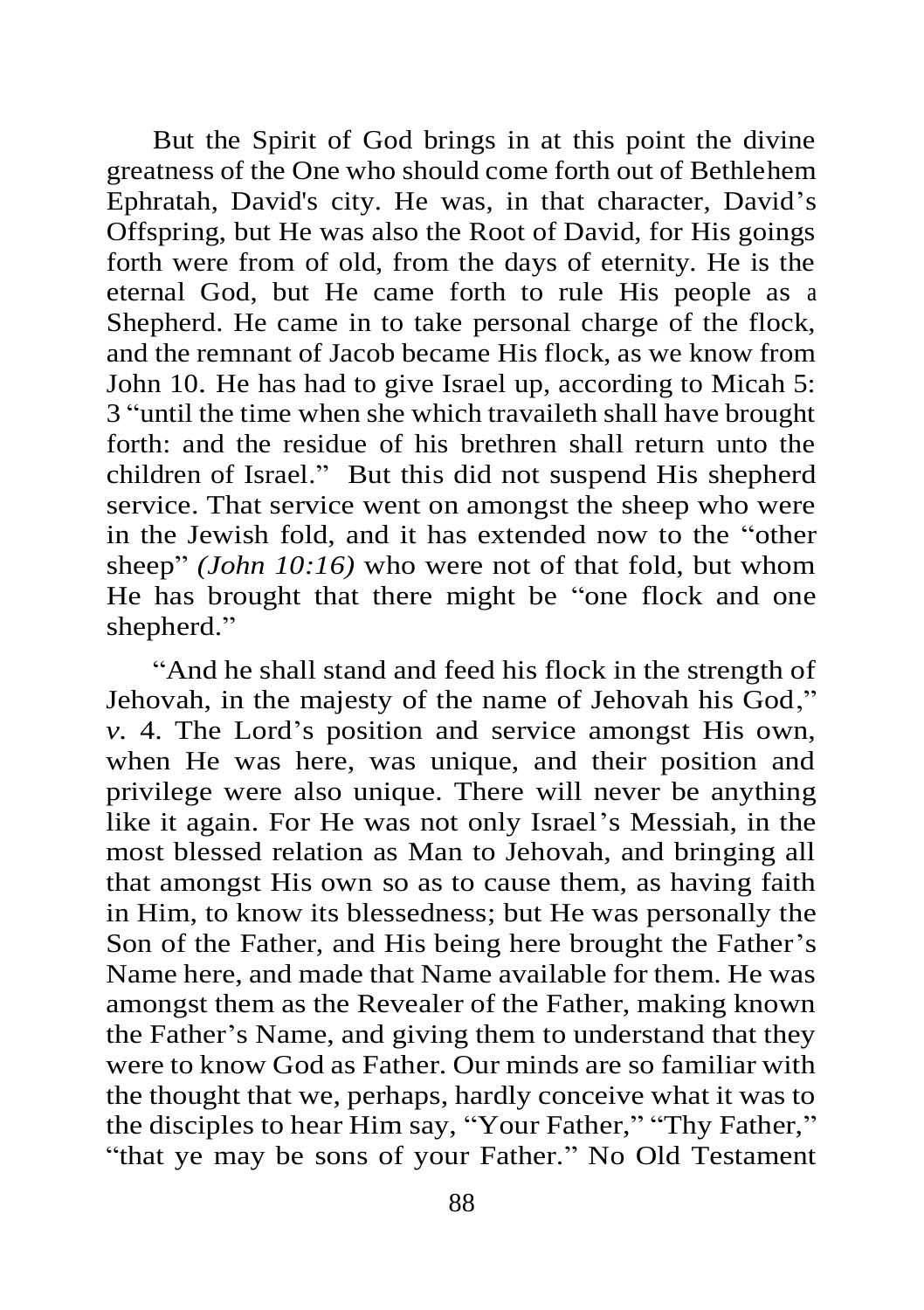But the Spirit of God brings in at this point the divine greatness of the One who should come forth out of Bethlehem Ephratah, David's city. He was, in that character, David's Offspring, but He was also the Root of David, for His goings forth were from of old, from the days of eternity. He is the eternal God, but He came forth to rule His people as a Shepherd. He came in to take personal charge of the flock, and the remnant of Jacob became His flock, as we know from John 10. He has had to give Israel up, according to Micah 5: 3 "until the time when she which travaileth shall have brought forth: and the residue of his brethren shall return unto the children of Israel." But this did not suspend His shepherd service. That service went on amongst the sheep who were in the Jewish fold, and it has extended now to the "other sheep" *(John 10:16)* who were not of that fold, but whom He has brought that there might be "one flock and one shepherd."

"And he shall stand and feed his flock in the strength of Jehovah, in the majesty of the name of Jehovah his God," *v*. 4. The Lord's position and service amongst His own, when He was here, was unique, and their position and privilege were also unique. There will never be anything like it again. For He was not only Israel's Messiah, in the most blessed relation as Man to Jehovah, and bringing all that amongst His own so as to cause them, as having faith in Him, to know its blessedness; but He was personally the Son of the Father, and His being here brought the Father's Name here, and made that Name available for them. He was amongst them as the Revealer of the Father, making known the Father's Name, and giving them to understand that they were to know God as Father. Our minds are so familiar with the thought that we, perhaps, hardly conceive what it was to the disciples to hear Him say, "Your Father," "Thy Father," "that ye may be sons of your Father." No Old Testament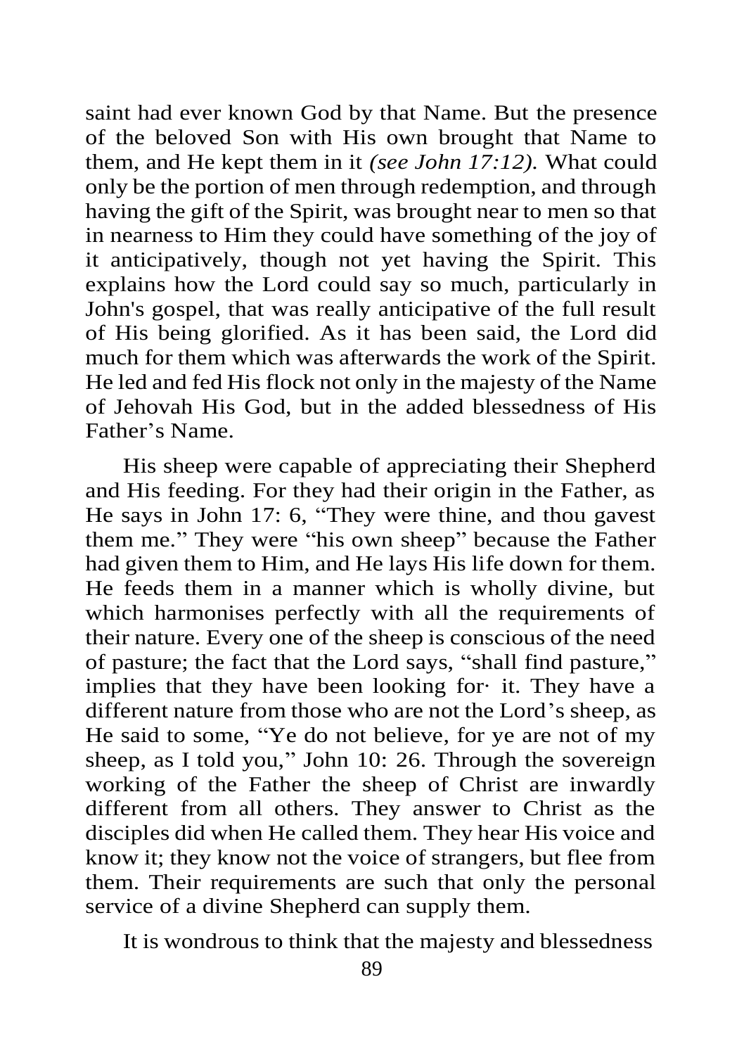saint had ever known God by that Name. But the presence of the beloved Son with His own brought that Name to them, and He kept them in it *(see John 17:12).* What could only be the portion of men through redemption, and through having the gift of the Spirit, was brought near to men so that in nearness to Him they could have something of the joy of it anticipatively, though not yet having the Spirit. This explains how the Lord could say so much, particularly in John's gospel, that was really anticipative of the full result of His being glorified. As it has been said, the Lord did much for them which was afterwards the work of the Spirit. He led and fed His flock not only in the majesty of the Name of Jehovah His God, but in the added blessedness of His Father's Name.

His sheep were capable of appreciating their Shepherd and His feeding. For they had their origin in the Father, as He says in John 17: 6, "They were thine, and thou gavest them me." They were "his own sheep" because the Father had given them to Him, and He lays His life down for them. He feeds them in a manner which is wholly divine, but which harmonises perfectly with all the requirements of their nature. Every one of the sheep is conscious of the need of pasture; the fact that the Lord says, "shall find pasture," implies that they have been looking for· it. They have a different nature from those who are not the Lord's sheep, as He said to some, "Ye do not believe, for ye are not of my sheep, as I told you," John 10: 26. Through the sovereign working of the Father the sheep of Christ are inwardly different from all others. They answer to Christ as the disciples did when He called them. They hear His voice and know it; they know not the voice of strangers, but flee from them. Their requirements are such that only the personal service of a divine Shepherd can supply them.

It is wondrous to think that the majesty and blessedness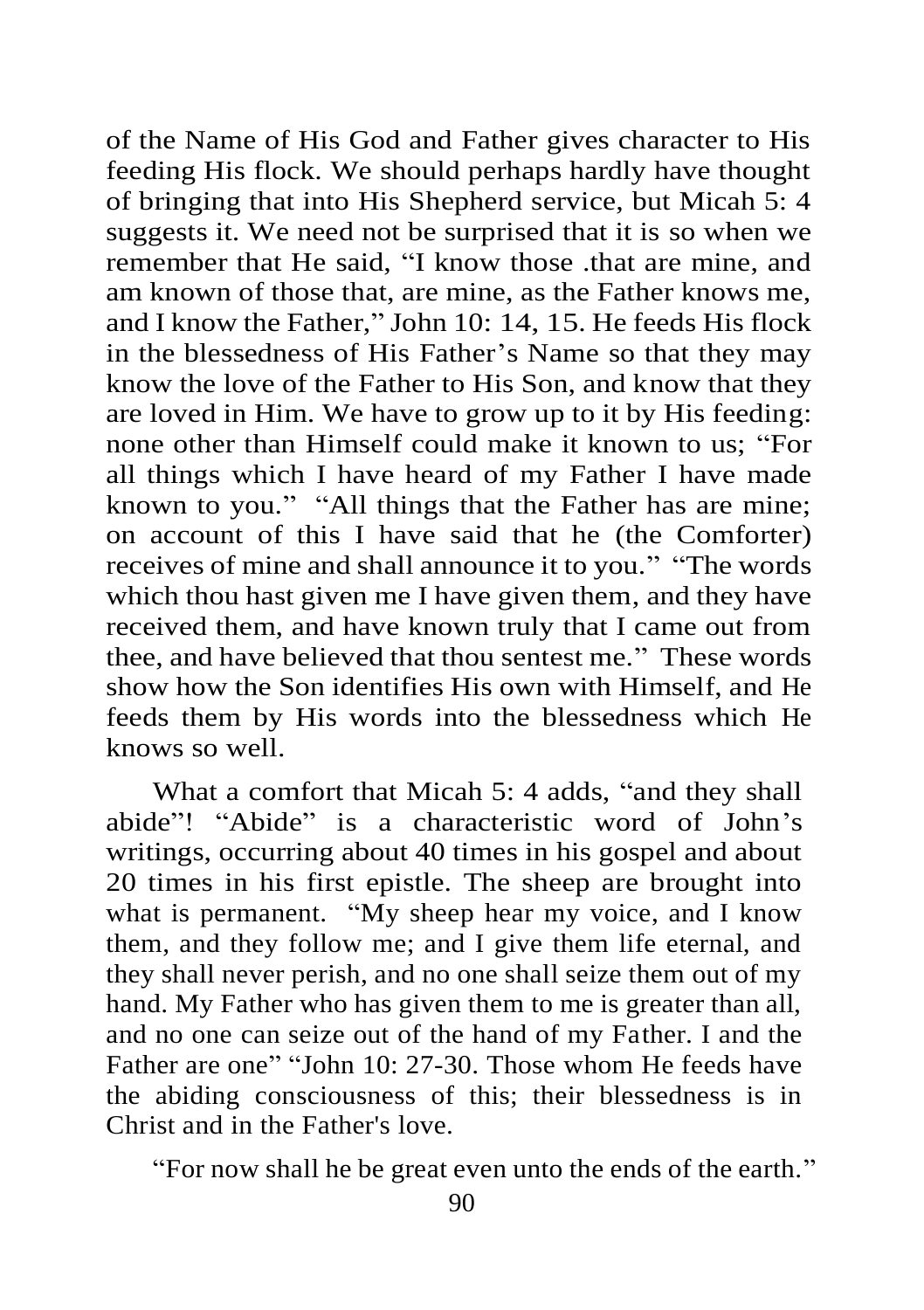of the Name of His God and Father gives character to His feeding His flock. We should perhaps hardly have thought of bringing that into His Shepherd service, but Micah 5: 4 suggests it. We need not be surprised that it is so when we remember that He said, "I know those .that are mine, and am known of those that, are mine, as the Father knows me, and I know the Father," John 10: 14, 15. He feeds His flock in the blessedness of His Father's Name so that they may know the love of the Father to His Son, and know that they are loved in Him. We have to grow up to it by His feeding: none other than Himself could make it known to us; "For all things which I have heard of my Father I have made known to you." "All things that the Father has are mine; on account of this I have said that he (the Comforter) receives of mine and shall announce it to you." "The words which thou hast given me I have given them, and they have received them, and have known truly that I came out from thee, and have believed that thou sentest me." These words show how the Son identifies His own with Himself, and He feeds them by His words into the blessedness which He knows so well.

What a comfort that Micah 5: 4 adds, "and they shall abide"! "Abide" is a characteristic word of John's writings, occurring about 40 times in his gospel and about 20 times in his first epistle. The sheep are brought into what is permanent. "My sheep hear my voice, and I know them, and they follow me; and I give them life eternal, and they shall never perish, and no one shall seize them out of my hand. My Father who has given them to me is greater than all, and no one can seize out of the hand of my Father. I and the Father are one" "John 10: 27-30. Those whom He feeds have the abiding consciousness of this; their blessedness is in Christ and in the Father's love.

"For now shall he be great even unto the ends of the earth."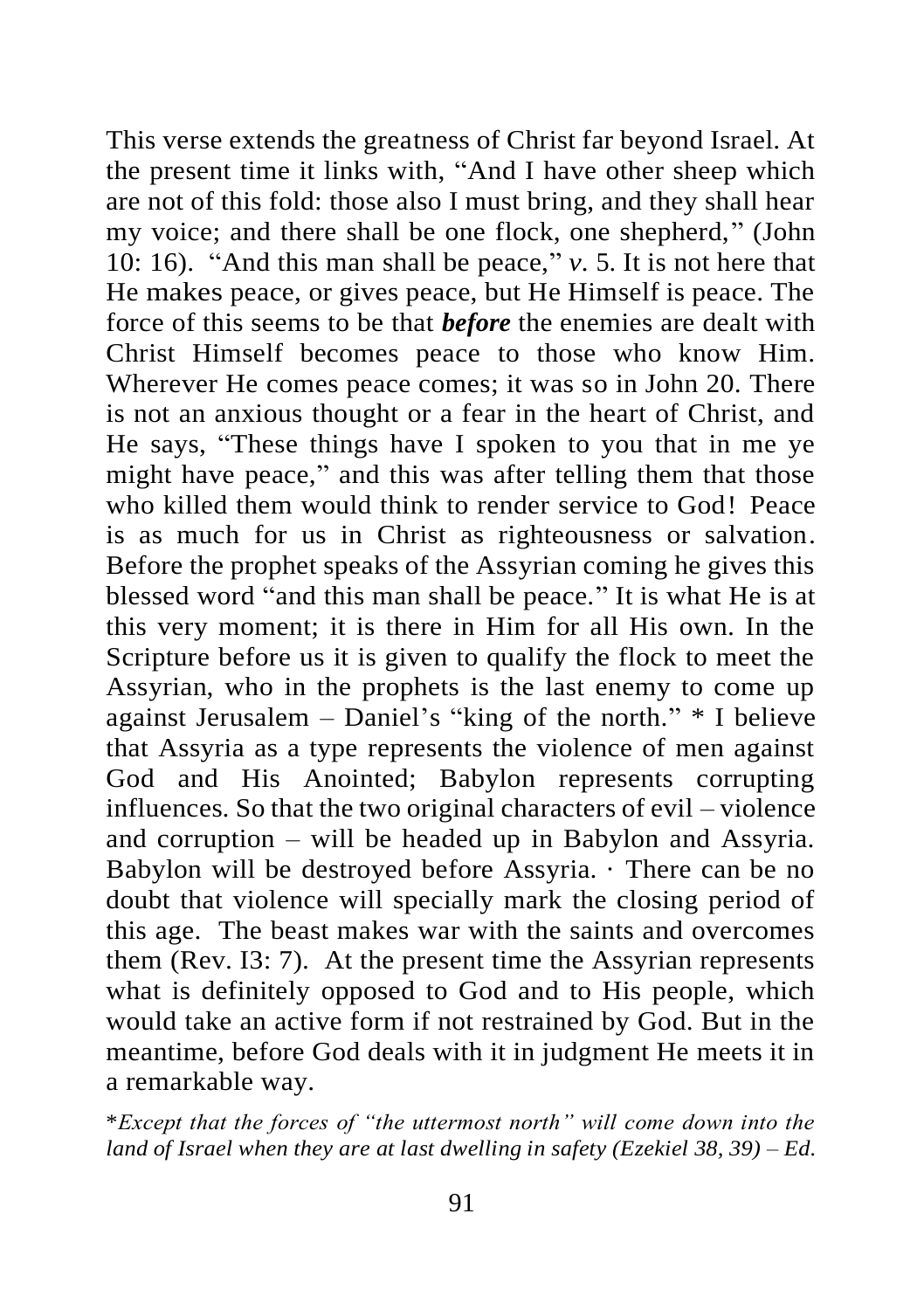This verse extends the greatness of Christ far beyond Israel. At the present time it links with, "And I have other sheep which are not of this fold: those also I must bring, and they shall hear my voice; and there shall be one flock, one shepherd," (John 10: 16). "And this man shall be peace," *v*. 5. It is not here that He makes peace, or gives peace, but He Himself is peace. The force of this seems to be that ***before*** the enemies are dealt with Christ Himself becomes peace to those who know Him. Wherever He comes peace comes; it was so in John 20. There is not an anxious thought or a fear in the heart of Christ, and He says, "These things have I spoken to you that in me ye might have peace," and this was after telling them that those who killed them would think to render service to God! Peace is as much for us in Christ as righteousness or salvation. Before the prophet speaks of the Assyrian coming he gives this blessed word "and this man shall be peace." It is what He is at this very moment; it is there in Him for all His own. In the Scripture before us it is given to qualify the flock to meet the Assyrian, who in the prophets is the last enemy to come up against Jerusalem – Daniel's "king of the north." * I believe that Assyria as a type represents the violence of men against God and His Anointed; Babylon represents corrupting influences. So that the two original characters of evil – violence and corruption – will be headed up in Babylon and Assyria. Babylon will be destroyed before Assyria. · There can be no doubt that violence will specially mark the closing period of this age. The beast makes war with the saints and overcomes them (Rev. I3: 7). At the present time the Assyrian represents what is definitely opposed to God and to His people, which would take an active form if not restrained by God. But in the meantime, before God deals with it in judgment He meets it in a remarkable way.

**Except that the forces of "the uttermost north" will come down into the land of Israel when they are at last dwelling in safety (Ezekiel 38, 39) – Ed.*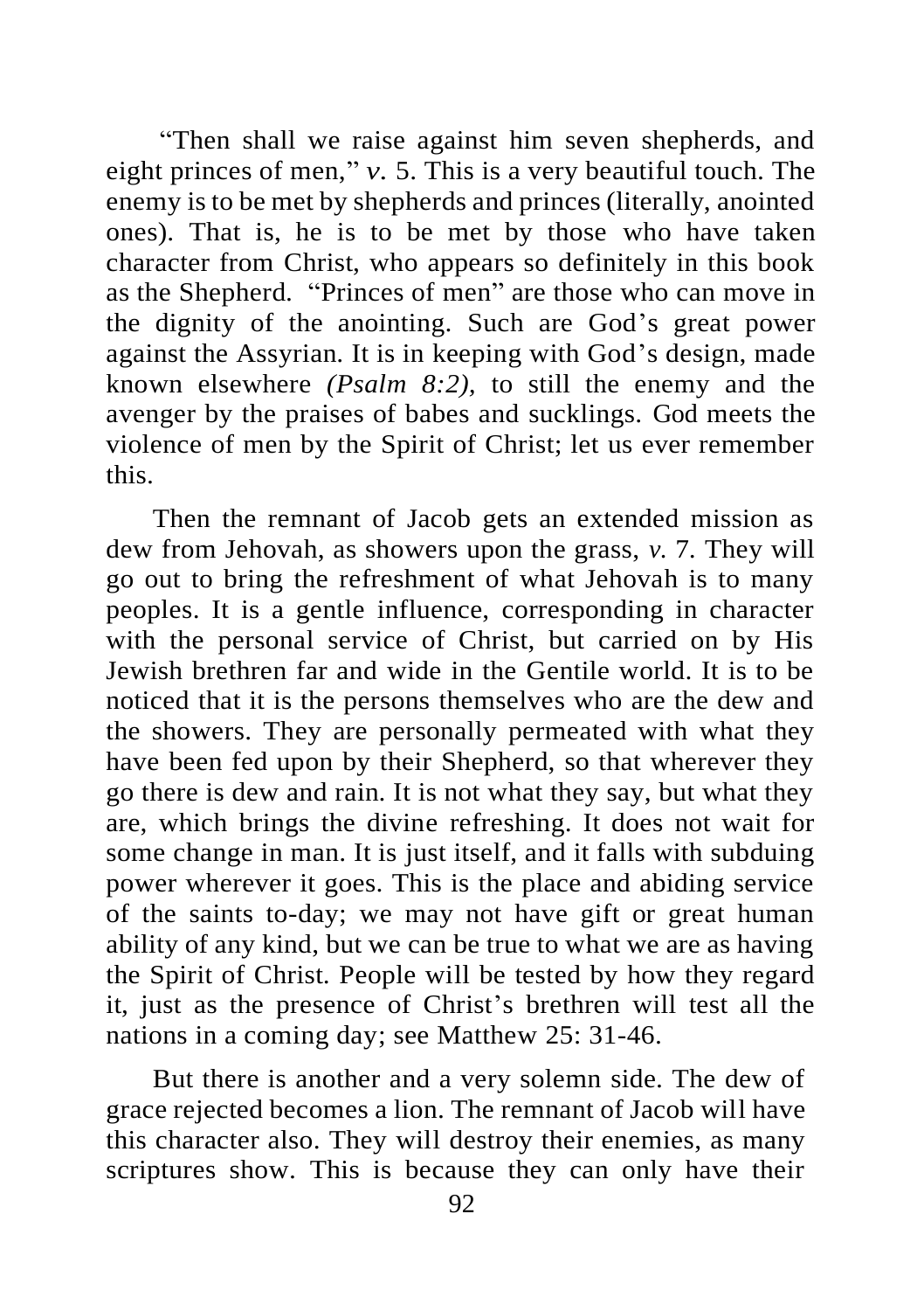"Then shall we raise against him seven shepherds, and eight princes of men," *v.* 5. This is a very beautiful touch. The enemy is to be met by shepherds and princes (literally, anointed ones). That is, he is to be met by those who have taken character from Christ, who appears so definitely in this book as the Shepherd. "Princes of men" are those who can move in the dignity of the anointing. Such are God's great power against the Assyrian. It is in keeping with God's design, made known elsewhere *(Psalm 8:2),* to still the enemy and the avenger by the praises of babes and sucklings. God meets the violence of men by the Spirit of Christ; let us ever remember this.

Then the remnant of Jacob gets an extended mission as dew from Jehovah, as showers upon the grass, *v.* 7. They will go out to bring the refreshment of what Jehovah is to many peoples. It is a gentle influence, corresponding in character with the personal service of Christ, but carried on by His Jewish brethren far and wide in the Gentile world. It is to be noticed that it is the persons themselves who are the dew and the showers. They are personally permeated with what they have been fed upon by their Shepherd, so that wherever they go there is dew and rain. It is not what they say, but what they are, which brings the divine refreshing. It does not wait for some change in man. It is just itself, and it falls with subduing power wherever it goes. This is the place and abiding service of the saints to-day; we may not have gift or great human ability of any kind, but we can be true to what we are as having the Spirit of Christ. People will be tested by how they regard it, just as the presence of Christ's brethren will test all the nations in a coming day; see Matthew 25: 31-46.

But there is another and a very solemn side. The dew of grace rejected becomes a lion. The remnant of Jacob will have this character also. They will destroy their enemies, as many scriptures show. This is because they can only have their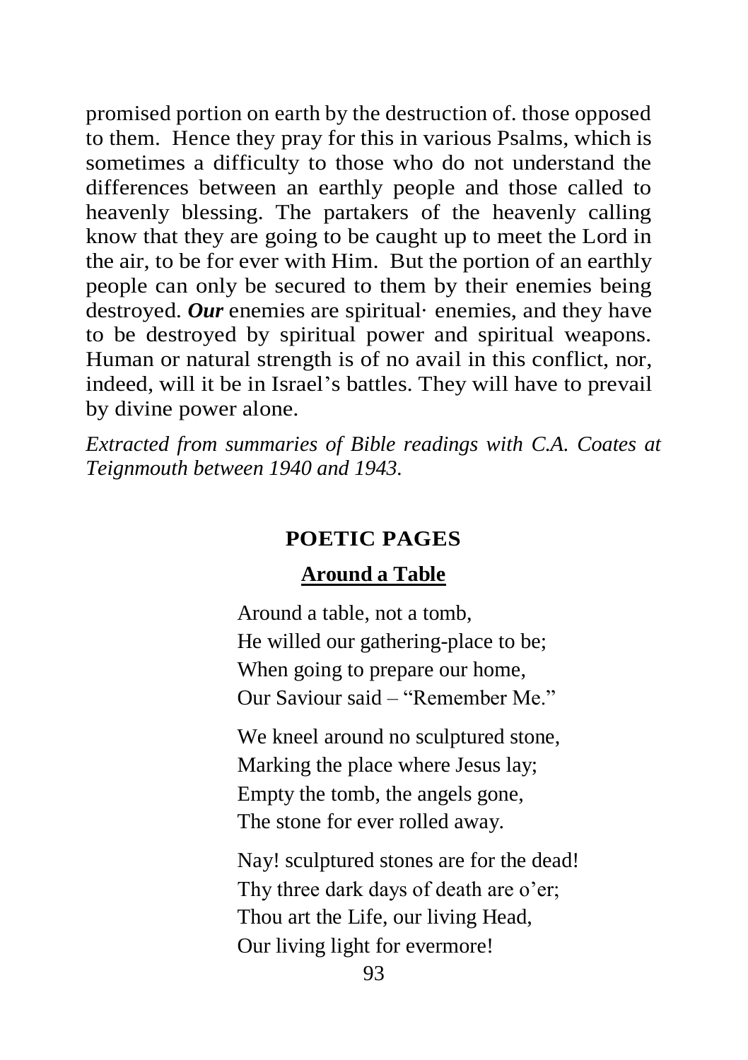promised portion on earth by the destruction of. those opposed to them. Hence they pray for this in various Psalms, which is sometimes a difficulty to those who do not understand the differences between an earthly people and those called to heavenly blessing. The partakers of the heavenly calling know that they are going to be caught up to meet the Lord in the air, to be for ever with Him. But the portion of an earthly people can only be secured to them by their enemies being destroyed. ***Our*** enemies are spiritual· enemies, and they have to be destroyed by spiritual power and spiritual weapons. Human or natural strength is of no avail in this conflict, nor, indeed, will it be in Israel's battles. They will have to prevail by divine power alone.

*Extracted from summaries of Bible readings with C.A. Coates at Teignmouth between 1940 and 1943.*

## POETIC PAGES

### Around a Table

Around a table, not a tomb,  
He willed our gathering-place to be;  
When going to prepare our home,  
Our Saviour said – "Remember Me."

We kneel around no sculptured stone,  
Marking the place where Jesus lay;  
Empty the tomb, the angels gone,  
The stone for ever rolled away.

Nay! sculptured stones are for the dead!  
Thy three dark days of death are o'er;  
Thou art the Life, our living Head,  
Our living light for evermore!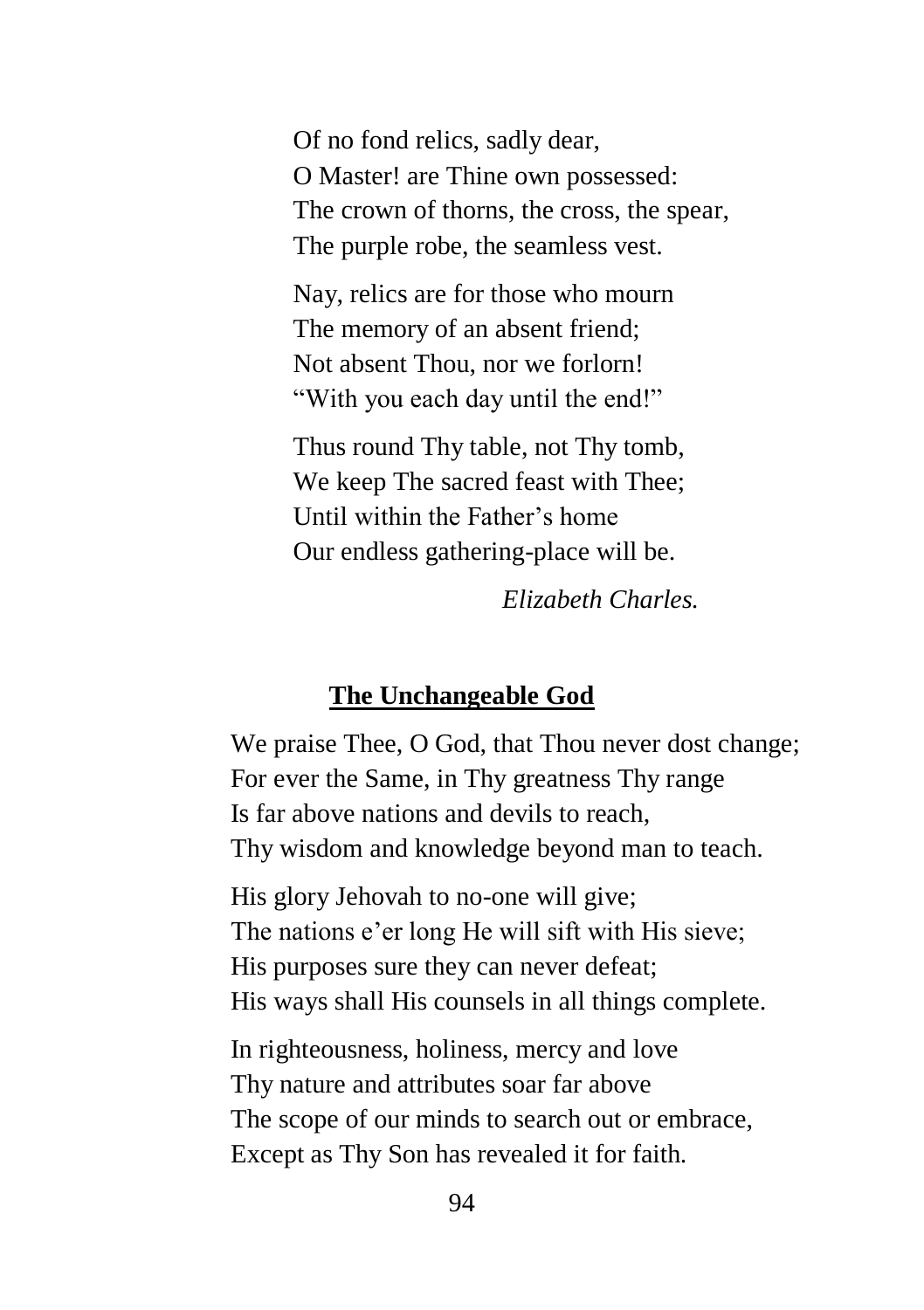Of no fond relics, sadly dear,
O Master! are Thine own possessed:
The crown of thorns, the cross, the spear,
The purple robe, the seamless vest.

Nay, relics are for those who mourn
The memory of an absent friend;
Not absent Thou, nor we forlorn!
"With you each day until the end!"

Thus round Thy table, not Thy tomb,
We keep The sacred feast with Thee;
Until within the Father's home
Our endless gathering-place will be.

*Elizabeth Charles.*

## **The Unchangeable God**

We praise Thee, O God, that Thou never dost change;
For ever the Same, in Thy greatness Thy range
Is far above nations and devils to reach,
Thy wisdom and knowledge beyond man to teach.

His glory Jehovah to no-one will give;
The nations e'er long He will sift with His sieve;
His purposes sure they can never defeat;
His ways shall His counsels in all things complete.

In righteousness, holiness, mercy and love
Thy nature and attributes soar far above
The scope of our minds to search out or embrace,
Except as Thy Son has revealed it for faith.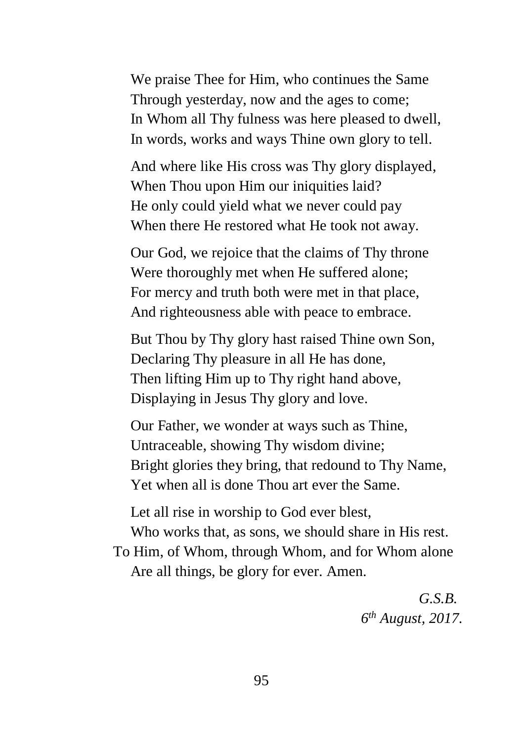We praise Thee for Him, who continues the Same  
Through yesterday, now and the ages to come;  
In Whom all Thy fulness was here pleased to dwell,  
In words, works and ways Thine own glory to tell.

And where like His cross was Thy glory displayed,  
When Thou upon Him our iniquities laid?  
He only could yield what we never could pay  
When there He restored what He took not away.

Our God, we rejoice that the claims of Thy throne  
Were thoroughly met when He suffered alone;  
For mercy and truth both were met in that place,  
And righteousness able with peace to embrace.

But Thou by Thy glory hast raised Thine own Son,  
Declaring Thy pleasure in all He has done,  
Then lifting Him up to Thy right hand above,  
Displaying in Jesus Thy glory and love.

Our Father, we wonder at ways such as Thine,  
Untraceable, showing Thy wisdom divine;  
Bright glories they bring, that redound to Thy Name,  
Yet when all is done Thou art ever the Same.

Let all rise in worship to God ever blest,  
Who works that, as sons, we should share in His rest.  
To Him, of Whom, through Whom, and for Whom alone  
Are all things, be glory for ever. Amen.

*G.S.B.*  
*6th August, 2017.*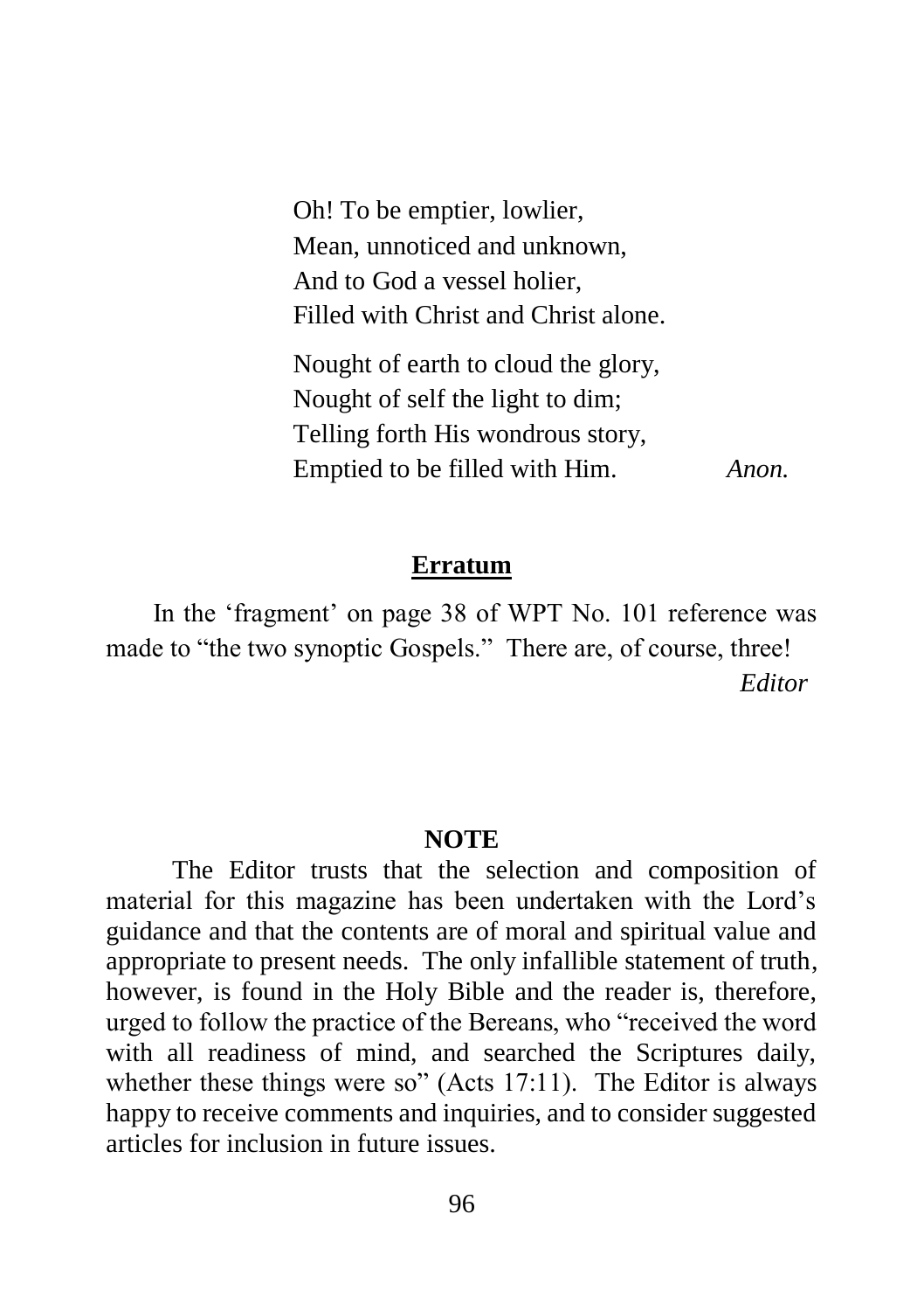Oh! To be emptier, lowlier,  
Mean, unnoticed and unknown,  
And to God a vessel holier,  
Filled with Christ and Christ alone.

Nought of earth to cloud the glory,  
Nought of self the light to dim;  
Telling forth His wondrous story,  
Emptied to be filled with Him. *Anon.*

## **Erratum**

In the 'fragment' on page 38 of WPT No. 101 reference was made to "the two synoptic Gospels." There are, of course, three!

*Editor*

**NOTE**

The Editor trusts that the selection and composition of material for this magazine has been undertaken with the Lord's guidance and that the contents are of moral and spiritual value and appropriate to present needs. The only infallible statement of truth, however, is found in the Holy Bible and the reader is, therefore, urged to follow the practice of the Bereans, who "received the word with all readiness of mind, and searched the Scriptures daily, whether these things were so" (Acts 17:11). The Editor is always happy to receive comments and inquiries, and to consider suggested articles for inclusion in future issues.